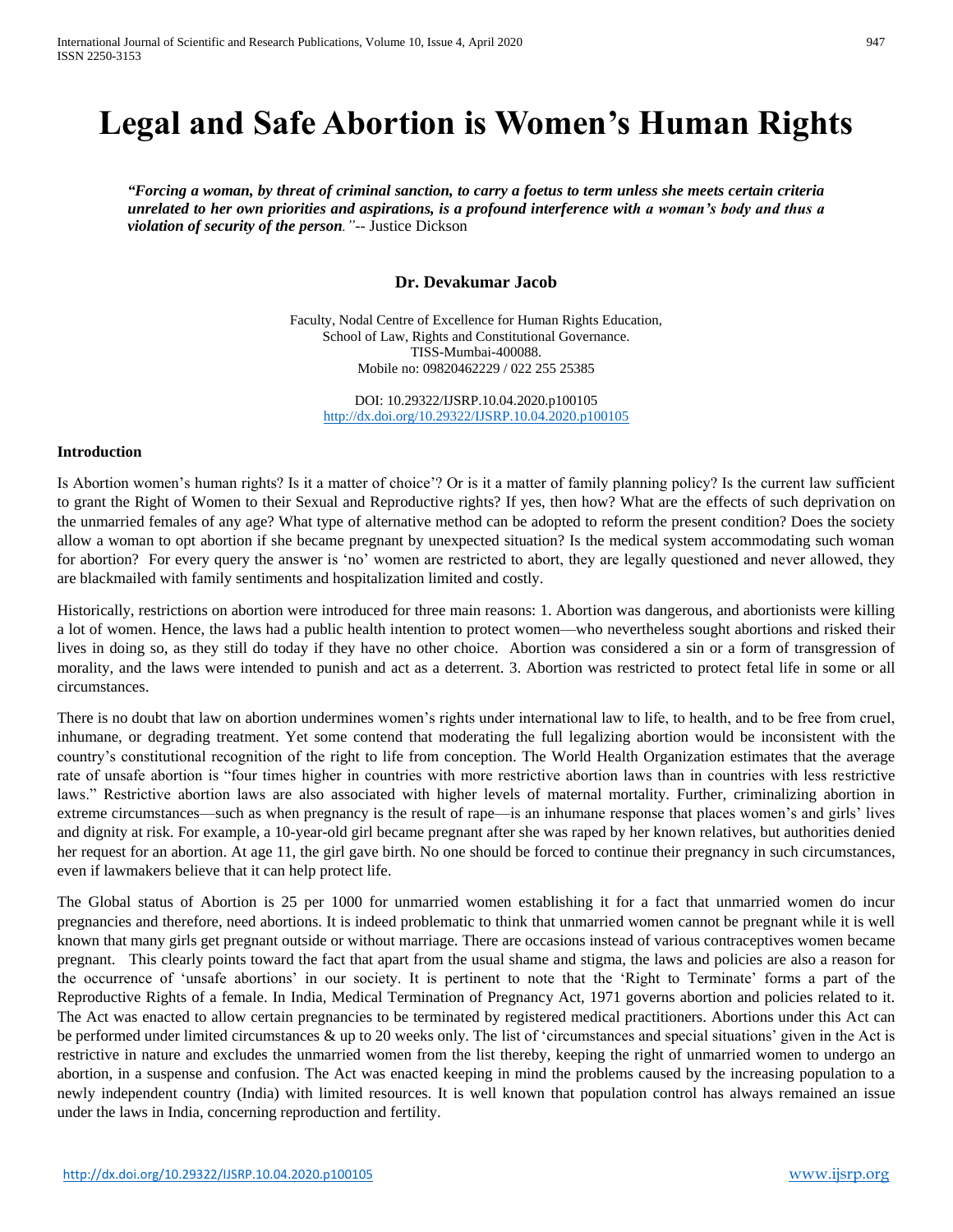# Legal and Safe Abortion is Women's Human Rights

***"Forcing a woman, by threat of criminal sanction, to carry a foetus to term unless she meets certain criteria unrelated to her own priorities and aspirations, is a profound interference with a woman's body and thus a violation of security of the person."*** -- Justice Dickson

**Dr. Devakumar Jacob**

Faculty, Nodal Centre of Excellence for Human Rights Education,
School of Law, Rights and Constitutional Governance.
TISS-Mumbai-400088.
Mobile no: 09820462229 / 022 255 25385

DOI: 10.29322/IJSRP.10.04.2020.p100105
http://dx.doi.org/10.29322/IJSRP.10.04.2020.p100105

**Introduction**

Is Abortion women's human rights? Is it a matter of choice'? Or is it a matter of family planning policy? Is the current law sufficient to grant the Right of Women to their Sexual and Reproductive rights? If yes, then how? What are the effects of such deprivation on the unmarried females of any age? What type of alternative method can be adopted to reform the present condition? Does the society allow a woman to opt abortion if she became pregnant by unexpected situation? Is the medical system accommodating such woman for abortion? For every query the answer is 'no' women are restricted to abort, they are legally questioned and never allowed, they are blackmailed with family sentiments and hospitalization limited and costly.

Historically, restrictions on abortion were introduced for three main reasons: 1. Abortion was dangerous, and abortionists were killing a lot of women. Hence, the laws had a public health intention to protect women—who nevertheless sought abortions and risked their lives in doing so, as they still do today if they have no other choice. Abortion was considered a sin or a form of transgression of morality, and the laws were intended to punish and act as a deterrent. 3. Abortion was restricted to protect fetal life in some or all circumstances.

There is no doubt that law on abortion undermines women's rights under international law to life, to health, and to be free from cruel, inhumane, or degrading treatment. Yet some contend that moderating the full legalizing abortion would be inconsistent with the country's constitutional recognition of the right to life from conception. The World Health Organization estimates that the average rate of unsafe abortion is "four times higher in countries with more restrictive abortion laws than in countries with less restrictive laws." Restrictive abortion laws are also associated with higher levels of maternal mortality. Further, criminalizing abortion in extreme circumstances—such as when pregnancy is the result of rape—is an inhumane response that places women's and girls' lives and dignity at risk. For example, a 10-year-old girl became pregnant after she was raped by her known relatives, but authorities denied her request for an abortion. At age 11, the girl gave birth. No one should be forced to continue their pregnancy in such circumstances, even if lawmakers believe that it can help protect life.

The Global status of Abortion is 25 per 1000 for unmarried women establishing it for a fact that unmarried women do incur pregnancies and therefore, need abortions. It is indeed problematic to think that unmarried women cannot be pregnant while it is well known that many girls get pregnant outside or without marriage. There are occasions instead of various contraceptives women became pregnant. This clearly points toward the fact that apart from the usual shame and stigma, the laws and policies are also a reason for the occurrence of 'unsafe abortions' in our society. It is pertinent to note that the 'Right to Terminate' forms a part of the Reproductive Rights of a female. In India, Medical Termination of Pregnancy Act, 1971 governs abortion and policies related to it. The Act was enacted to allow certain pregnancies to be terminated by registered medical practitioners. Abortions under this Act can be performed under limited circumstances & up to 20 weeks only. The list of 'circumstances and special situations' given in the Act is restrictive in nature and excludes the unmarried women from the list thereby, keeping the right of unmarried women to undergo an abortion, in a suspense and confusion. The Act was enacted keeping in mind the problems caused by the increasing population to a newly independent country (India) with limited resources. It is well known that population control has always remained an issue under the laws in India, concerning reproduction and fertility.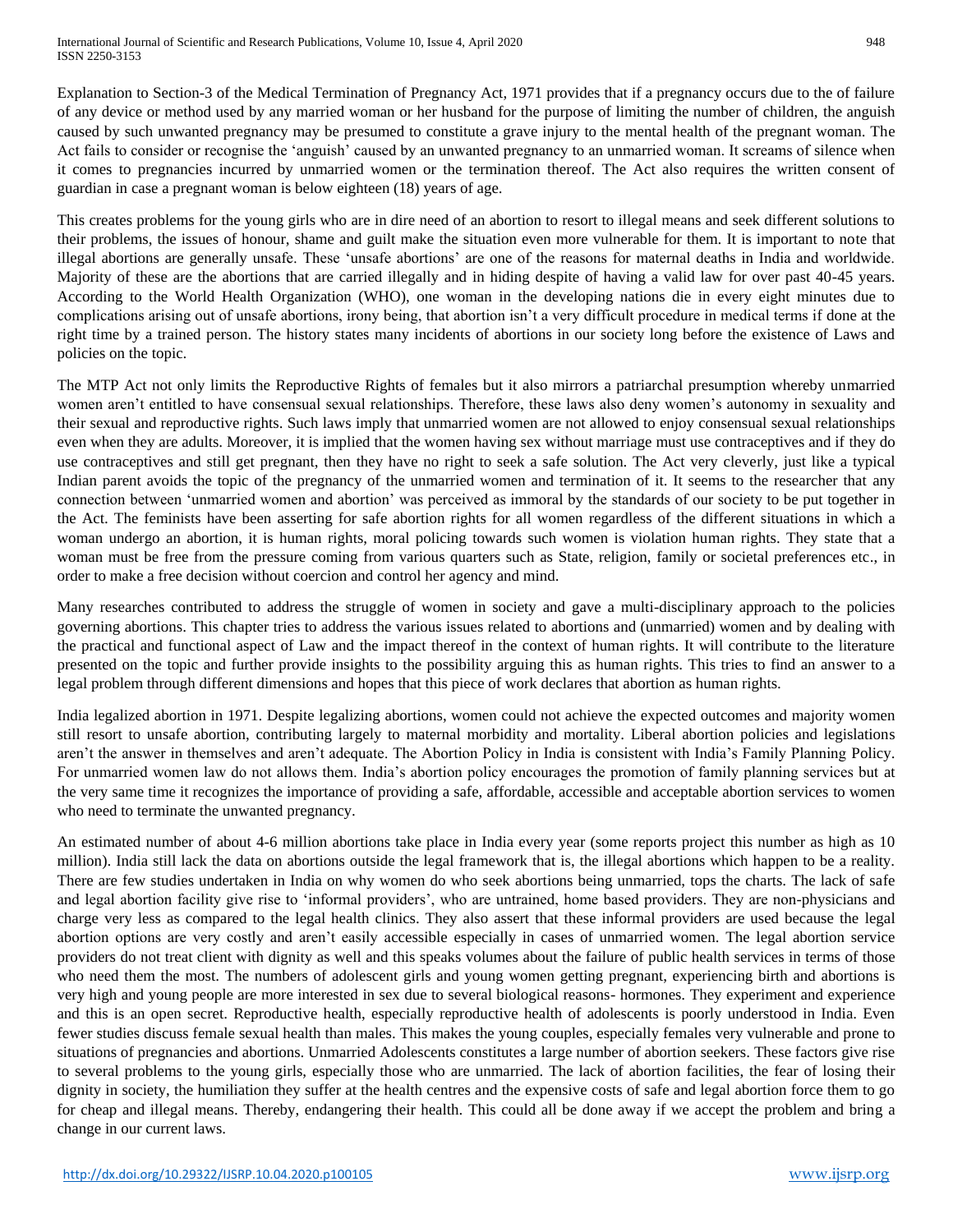Explanation to Section-3 of the Medical Termination of Pregnancy Act, 1971 provides that if a pregnancy occurs due to the of failure of any device or method used by any married woman or her husband for the purpose of limiting the number of children, the anguish caused by such unwanted pregnancy may be presumed to constitute a grave injury to the mental health of the pregnant woman. The Act fails to consider or recognise the 'anguish' caused by an unwanted pregnancy to an unmarried woman. It screams of silence when it comes to pregnancies incurred by unmarried women or the termination thereof. The Act also requires the written consent of guardian in case a pregnant woman is below eighteen (18) years of age.

This creates problems for the young girls who are in dire need of an abortion to resort to illegal means and seek different solutions to their problems, the issues of honour, shame and guilt make the situation even more vulnerable for them. It is important to note that illegal abortions are generally unsafe. These 'unsafe abortions' are one of the reasons for maternal deaths in India and worldwide. Majority of these are the abortions that are carried illegally and in hiding despite of having a valid law for over past 40-45 years. According to the World Health Organization (WHO), one woman in the developing nations die in every eight minutes due to complications arising out of unsafe abortions, irony being, that abortion isn't a very difficult procedure in medical terms if done at the right time by a trained person. The history states many incidents of abortions in our society long before the existence of Laws and policies on the topic.

The MTP Act not only limits the Reproductive Rights of females but it also mirrors a patriarchal presumption whereby unmarried women aren't entitled to have consensual sexual relationships. Therefore, these laws also deny women's autonomy in sexuality and their sexual and reproductive rights. Such laws imply that unmarried women are not allowed to enjoy consensual sexual relationships even when they are adults. Moreover, it is implied that the women having sex without marriage must use contraceptives and if they do use contraceptives and still get pregnant, then they have no right to seek a safe solution. The Act very cleverly, just like a typical Indian parent avoids the topic of the pregnancy of the unmarried women and termination of it. It seems to the researcher that any connection between 'unmarried women and abortion' was perceived as immoral by the standards of our society to be put together in the Act. The feminists have been asserting for safe abortion rights for all women regardless of the different situations in which a woman undergo an abortion, it is human rights, moral policing towards such women is violation human rights. They state that a woman must be free from the pressure coming from various quarters such as State, religion, family or societal preferences etc., in order to make a free decision without coercion and control her agency and mind.

Many researches contributed to address the struggle of women in society and gave a multi-disciplinary approach to the policies governing abortions. This chapter tries to address the various issues related to abortions and (unmarried) women and by dealing with the practical and functional aspect of Law and the impact thereof in the context of human rights. It will contribute to the literature presented on the topic and further provide insights to the possibility arguing this as human rights. This tries to find an answer to a legal problem through different dimensions and hopes that this piece of work declares that abortion as human rights.

India legalized abortion in 1971. Despite legalizing abortions, women could not achieve the expected outcomes and majority women still resort to unsafe abortion, contributing largely to maternal morbidity and mortality. Liberal abortion policies and legislations aren't the answer in themselves and aren't adequate. The Abortion Policy in India is consistent with India's Family Planning Policy. For unmarried women law do not allows them. India's abortion policy encourages the promotion of family planning services but at the very same time it recognizes the importance of providing a safe, affordable, accessible and acceptable abortion services to women who need to terminate the unwanted pregnancy.

An estimated number of about 4-6 million abortions take place in India every year (some reports project this number as high as 10 million). India still lack the data on abortions outside the legal framework that is, the illegal abortions which happen to be a reality. There are few studies undertaken in India on why women do who seek abortions being unmarried, tops the charts. The lack of safe and legal abortion facility give rise to 'informal providers', who are untrained, home based providers. They are non-physicians and charge very less as compared to the legal health clinics. They also assert that these informal providers are used because the legal abortion options are very costly and aren't easily accessible especially in cases of unmarried women. The legal abortion service providers do not treat client with dignity as well and this speaks volumes about the failure of public health services in terms of those who need them the most. The numbers of adolescent girls and young women getting pregnant, experiencing birth and abortions is very high and young people are more interested in sex due to several biological reasons- hormones. They experiment and experience and this is an open secret. Reproductive health, especially reproductive health of adolescents is poorly understood in India. Even fewer studies discuss female sexual health than males. This makes the young couples, especially females very vulnerable and prone to situations of pregnancies and abortions. Unmarried Adolescents constitutes a large number of abortion seekers. These factors give rise to several problems to the young girls, especially those who are unmarried. The lack of abortion facilities, the fear of losing their dignity in society, the humiliation they suffer at the health centres and the expensive costs of safe and legal abortion force them to go for cheap and illegal means. Thereby, endangering their health. This could all be done away if we accept the problem and bring a change in our current laws.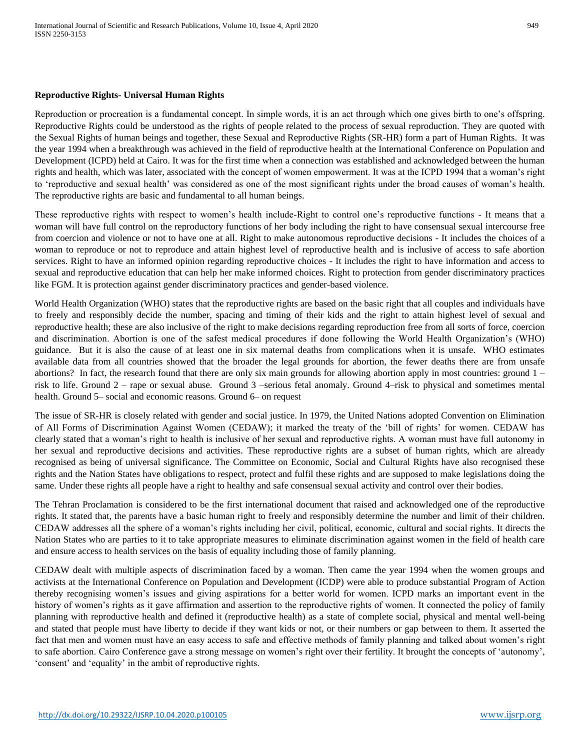**Reproductive Rights- Universal Human Rights**

Reproduction or procreation is a fundamental concept. In simple words, it is an act through which one gives birth to one's offspring. Reproductive Rights could be understood as the rights of people related to the process of sexual reproduction. They are quoted with the Sexual Rights of human beings and together, these Sexual and Reproductive Rights (SR-HR) form a part of Human Rights. It was the year 1994 when a breakthrough was achieved in the field of reproductive health at the International Conference on Population and Development (ICPD) held at Cairo. It was for the first time when a connection was established and acknowledged between the human rights and health, which was later, associated with the concept of women empowerment. It was at the ICPD 1994 that a woman's right to 'reproductive and sexual health' was considered as one of the most significant rights under the broad causes of woman's health. The reproductive rights are basic and fundamental to all human beings.

These reproductive rights with respect to women's health include-Right to control one's reproductive functions - It means that a woman will have full control on the reproductory functions of her body including the right to have consensual sexual intercourse free from coercion and violence or not to have one at all. Right to make autonomous reproductive decisions - It includes the choices of a woman to reproduce or not to reproduce and attain highest level of reproductive health and is inclusive of access to safe abortion services. Right to have an informed opinion regarding reproductive choices - It includes the right to have information and access to sexual and reproductive education that can help her make informed choices. Right to protection from gender discriminatory practices like FGM. It is protection against gender discriminatory practices and gender-based violence.

World Health Organization (WHO) states that the reproductive rights are based on the basic right that all couples and individuals have to freely and responsibly decide the number, spacing and timing of their kids and the right to attain highest level of sexual and reproductive health; these are also inclusive of the right to make decisions regarding reproduction free from all sorts of force, coercion and discrimination. Abortion is one of the safest medical procedures if done following the World Health Organization's (WHO) guidance. But it is also the cause of at least one in six maternal deaths from complications when it is unsafe. WHO estimates available data from all countries showed that the broader the legal grounds for abortion, the fewer deaths there are from unsafe abortions? In fact, the research found that there are only six main grounds for allowing abortion apply in most countries: ground 1 – risk to life. Ground 2 – rape or sexual abuse. Ground 3 –serious fetal anomaly. Ground 4–risk to physical and sometimes mental health. Ground 5– social and economic reasons. Ground 6– on request

The issue of SR-HR is closely related with gender and social justice. In 1979, the United Nations adopted Convention on Elimination of All Forms of Discrimination Against Women (CEDAW); it marked the treaty of the 'bill of rights' for women. CEDAW has clearly stated that a woman's right to health is inclusive of her sexual and reproductive rights. A woman must have full autonomy in her sexual and reproductive decisions and activities. These reproductive rights are a subset of human rights, which are already recognised as being of universal significance. The Committee on Economic, Social and Cultural Rights have also recognised these rights and the Nation States have obligations to respect, protect and fulfil these rights and are supposed to make legislations doing the same. Under these rights all people have a right to healthy and safe consensual sexual activity and control over their bodies.

The Tehran Proclamation is considered to be the first international document that raised and acknowledged one of the reproductive rights. It stated that, the parents have a basic human right to freely and responsibly determine the number and limit of their children. CEDAW addresses all the sphere of a woman's rights including her civil, political, economic, cultural and social rights. It directs the Nation States who are parties to it to take appropriate measures to eliminate discrimination against women in the field of health care and ensure access to health services on the basis of equality including those of family planning.

CEDAW dealt with multiple aspects of discrimination faced by a woman. Then came the year 1994 when the women groups and activists at the International Conference on Population and Development (ICDP) were able to produce substantial Program of Action thereby recognising women's issues and giving aspirations for a better world for women. ICPD marks an important event in the history of women's rights as it gave affirmation and assertion to the reproductive rights of women. It connected the policy of family planning with reproductive health and defined it (reproductive health) as a state of complete social, physical and mental well-being and stated that people must have liberty to decide if they want kids or not, or their numbers or gap between to them. It asserted the fact that men and women must have an easy access to safe and effective methods of family planning and talked about women's right to safe abortion. Cairo Conference gave a strong message on women's right over their fertility. It brought the concepts of 'autonomy', 'consent' and 'equality' in the ambit of reproductive rights.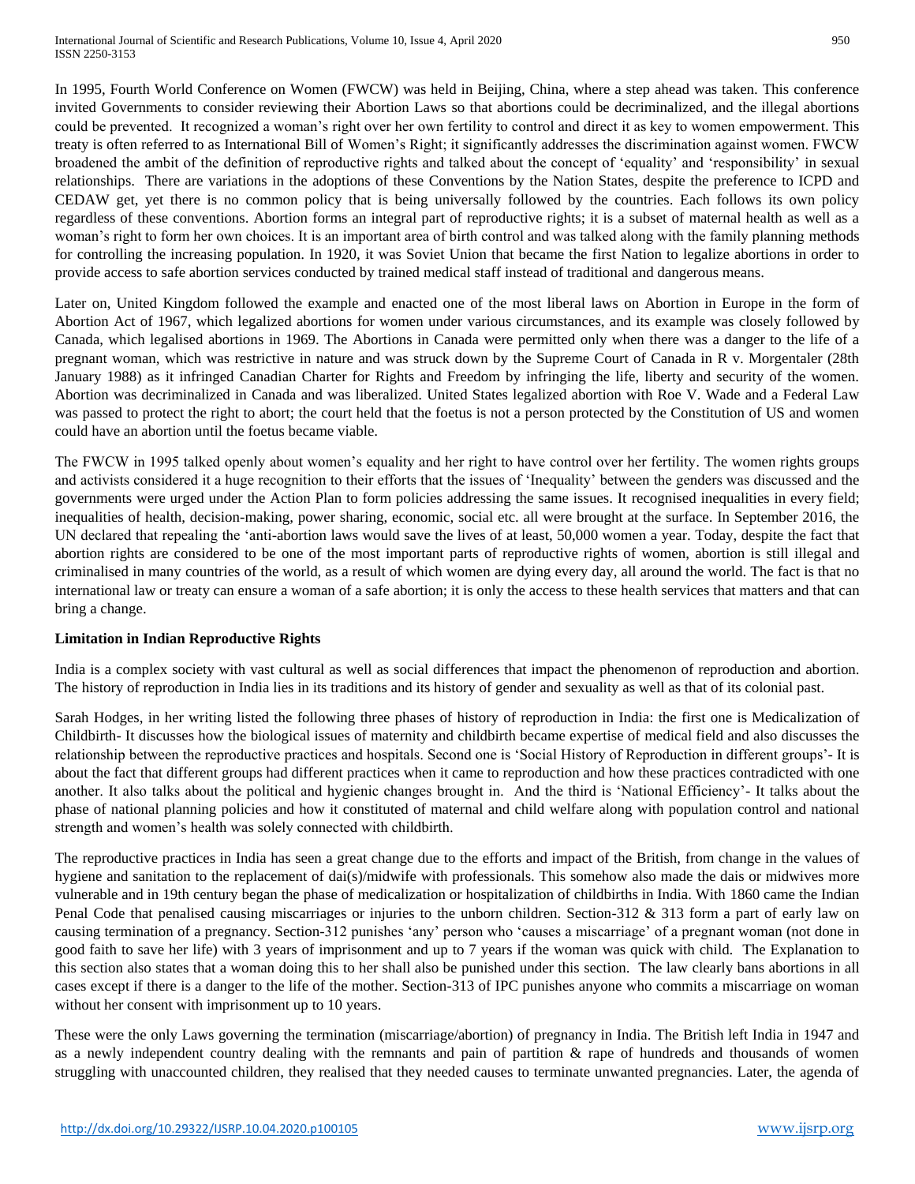In 1995, Fourth World Conference on Women (FWCW) was held in Beijing, China, where a step ahead was taken. This conference invited Governments to consider reviewing their Abortion Laws so that abortions could be decriminalized, and the illegal abortions could be prevented. It recognized a woman's right over her own fertility to control and direct it as key to women empowerment. This treaty is often referred to as International Bill of Women's Right; it significantly addresses the discrimination against women. FWCW broadened the ambit of the definition of reproductive rights and talked about the concept of 'equality' and 'responsibility' in sexual relationships. There are variations in the adoptions of these Conventions by the Nation States, despite the preference to ICPD and CEDAW get, yet there is no common policy that is being universally followed by the countries. Each follows its own policy regardless of these conventions. Abortion forms an integral part of reproductive rights; it is a subset of maternal health as well as a woman's right to form her own choices. It is an important area of birth control and was talked along with the family planning methods for controlling the increasing population. In 1920, it was Soviet Union that became the first Nation to legalize abortions in order to provide access to safe abortion services conducted by trained medical staff instead of traditional and dangerous means.

Later on, United Kingdom followed the example and enacted one of the most liberal laws on Abortion in Europe in the form of Abortion Act of 1967, which legalized abortions for women under various circumstances, and its example was closely followed by Canada, which legalised abortions in 1969. The Abortions in Canada were permitted only when there was a danger to the life of a pregnant woman, which was restrictive in nature and was struck down by the Supreme Court of Canada in R v. Morgentaler (28th January 1988) as it infringed Canadian Charter for Rights and Freedom by infringing the life, liberty and security of the women. Abortion was decriminalized in Canada and was liberalized. United States legalized abortion with Roe V. Wade and a Federal Law was passed to protect the right to abort; the court held that the foetus is not a person protected by the Constitution of US and women could have an abortion until the foetus became viable.

The FWCW in 1995 talked openly about women's equality and her right to have control over her fertility. The women rights groups and activists considered it a huge recognition to their efforts that the issues of 'Inequality' between the genders was discussed and the governments were urged under the Action Plan to form policies addressing the same issues. It recognised inequalities in every field; inequalities of health, decision-making, power sharing, economic, social etc. all were brought at the surface. In September 2016, the UN declared that repealing the 'anti-abortion laws would save the lives of at least, 50,000 women a year. Today, despite the fact that abortion rights are considered to be one of the most important parts of reproductive rights of women, abortion is still illegal and criminalised in many countries of the world, as a result of which women are dying every day, all around the world. The fact is that no international law or treaty can ensure a woman of a safe abortion; it is only the access to these health services that matters and that can bring a change.

**Limitation in Indian Reproductive Rights**

India is a complex society with vast cultural as well as social differences that impact the phenomenon of reproduction and abortion. The history of reproduction in India lies in its traditions and its history of gender and sexuality as well as that of its colonial past.

Sarah Hodges, in her writing listed the following three phases of history of reproduction in India: the first one is Medicalization of Childbirth- It discusses how the biological issues of maternity and childbirth became expertise of medical field and also discusses the relationship between the reproductive practices and hospitals. Second one is 'Social History of Reproduction in different groups'- It is about the fact that different groups had different practices when it came to reproduction and how these practices contradicted with one another. It also talks about the political and hygienic changes brought in. And the third is 'National Efficiency'- It talks about the phase of national planning policies and how it constituted of maternal and child welfare along with population control and national strength and women's health was solely connected with childbirth.

The reproductive practices in India has seen a great change due to the efforts and impact of the British, from change in the values of hygiene and sanitation to the replacement of dai(s)/midwife with professionals. This somehow also made the dais or midwives more vulnerable and in 19th century began the phase of medicalization or hospitalization of childbirths in India. With 1860 came the Indian Penal Code that penalised causing miscarriages or injuries to the unborn children. Section-312 & 313 form a part of early law on causing termination of a pregnancy. Section-312 punishes 'any' person who 'causes a miscarriage' of a pregnant woman (not done in good faith to save her life) with 3 years of imprisonment and up to 7 years if the woman was quick with child. The Explanation to this section also states that a woman doing this to her shall also be punished under this section. The law clearly bans abortions in all cases except if there is a danger to the life of the mother. Section-313 of IPC punishes anyone who commits a miscarriage on woman without her consent with imprisonment up to 10 years.

These were the only Laws governing the termination (miscarriage/abortion) of pregnancy in India. The British left India in 1947 and as a newly independent country dealing with the remnants and pain of partition & rape of hundreds and thousands of women struggling with unaccounted children, they realised that they needed causes to terminate unwanted pregnancies. Later, the agenda of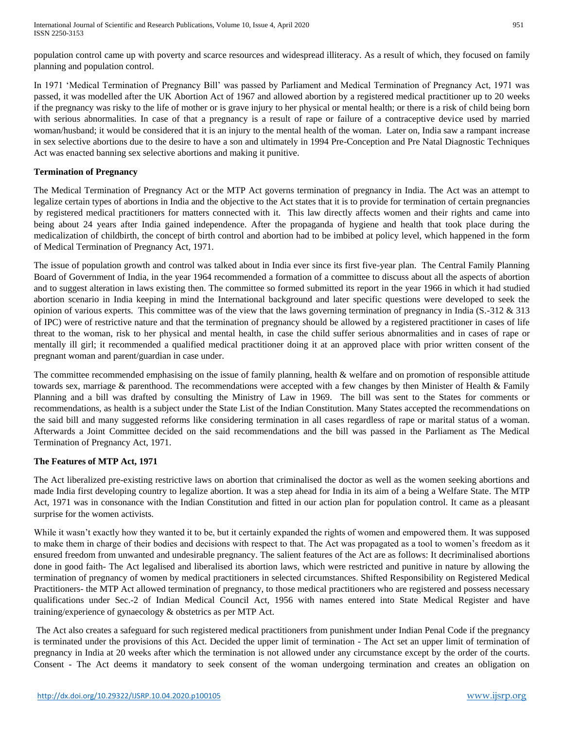population control came up with poverty and scarce resources and widespread illiteracy. As a result of which, they focused on family planning and population control.

In 1971 'Medical Termination of Pregnancy Bill' was passed by Parliament and Medical Termination of Pregnancy Act, 1971 was passed, it was modelled after the UK Abortion Act of 1967 and allowed abortion by a registered medical practitioner up to 20 weeks if the pregnancy was risky to the life of mother or is grave injury to her physical or mental health; or there is a risk of child being born with serious abnormalities. In case of that a pregnancy is a result of rape or failure of a contraceptive device used by married woman/husband; it would be considered that it is an injury to the mental health of the woman. Later on, India saw a rampant increase in sex selective abortions due to the desire to have a son and ultimately in 1994 Pre-Conception and Pre Natal Diagnostic Techniques Act was enacted banning sex selective abortions and making it punitive.

**Termination of Pregnancy**

The Medical Termination of Pregnancy Act or the MTP Act governs termination of pregnancy in India. The Act was an attempt to legalize certain types of abortions in India and the objective to the Act states that it is to provide for termination of certain pregnancies by registered medical practitioners for matters connected with it. This law directly affects women and their rights and came into being about 24 years after India gained independence. After the propaganda of hygiene and health that took place during the medicalization of childbirth, the concept of birth control and abortion had to be imbibed at policy level, which happened in the form of Medical Termination of Pregnancy Act, 1971.

The issue of population growth and control was talked about in India ever since its first five-year plan. The Central Family Planning Board of Government of India, in the year 1964 recommended a formation of a committee to discuss about all the aspects of abortion and to suggest alteration in laws existing then. The committee so formed submitted its report in the year 1966 in which it had studied abortion scenario in India keeping in mind the International background and later specific questions were developed to seek the opinion of various experts. This committee was of the view that the laws governing termination of pregnancy in India (S.-312 & 313 of IPC) were of restrictive nature and that the termination of pregnancy should be allowed by a registered practitioner in cases of life threat to the woman, risk to her physical and mental health, in case the child suffer serious abnormalities and in cases of rape or mentally ill girl; it recommended a qualified medical practitioner doing it at an approved place with prior written consent of the pregnant woman and parent/guardian in case under.

The committee recommended emphasising on the issue of family planning, health & welfare and on promotion of responsible attitude towards sex, marriage & parenthood. The recommendations were accepted with a few changes by then Minister of Health & Family Planning and a bill was drafted by consulting the Ministry of Law in 1969. The bill was sent to the States for comments or recommendations, as health is a subject under the State List of the Indian Constitution. Many States accepted the recommendations on the said bill and many suggested reforms like considering termination in all cases regardless of rape or marital status of a woman. Afterwards a Joint Committee decided on the said recommendations and the bill was passed in the Parliament as The Medical Termination of Pregnancy Act, 1971.

**The Features of MTP Act, 1971**

The Act liberalized pre-existing restrictive laws on abortion that criminalised the doctor as well as the women seeking abortions and made India first developing country to legalize abortion. It was a step ahead for India in its aim of a being a Welfare State. The MTP Act, 1971 was in consonance with the Indian Constitution and fitted in our action plan for population control. It came as a pleasant surprise for the women activists.

While it wasn't exactly how they wanted it to be, but it certainly expanded the rights of women and empowered them. It was supposed to make them in charge of their bodies and decisions with respect to that. The Act was propagated as a tool to women's freedom as it ensured freedom from unwanted and undesirable pregnancy. The salient features of the Act are as follows: It decriminalised abortions done in good faith- The Act legalised and liberalised its abortion laws, which were restricted and punitive in nature by allowing the termination of pregnancy of women by medical practitioners in selected circumstances. Shifted Responsibility on Registered Medical Practitioners- the MTP Act allowed termination of pregnancy, to those medical practitioners who are registered and possess necessary qualifications under Sec.-2 of Indian Medical Council Act, 1956 with names entered into State Medical Register and have training/experience of gynaecology & obstetrics as per MTP Act.

The Act also creates a safeguard for such registered medical practitioners from punishment under Indian Penal Code if the pregnancy is terminated under the provisions of this Act. Decided the upper limit of termination - The Act set an upper limit of termination of pregnancy in India at 20 weeks after which the termination is not allowed under any circumstance except by the order of the courts. Consent - The Act deems it mandatory to seek consent of the woman undergoing termination and creates an obligation on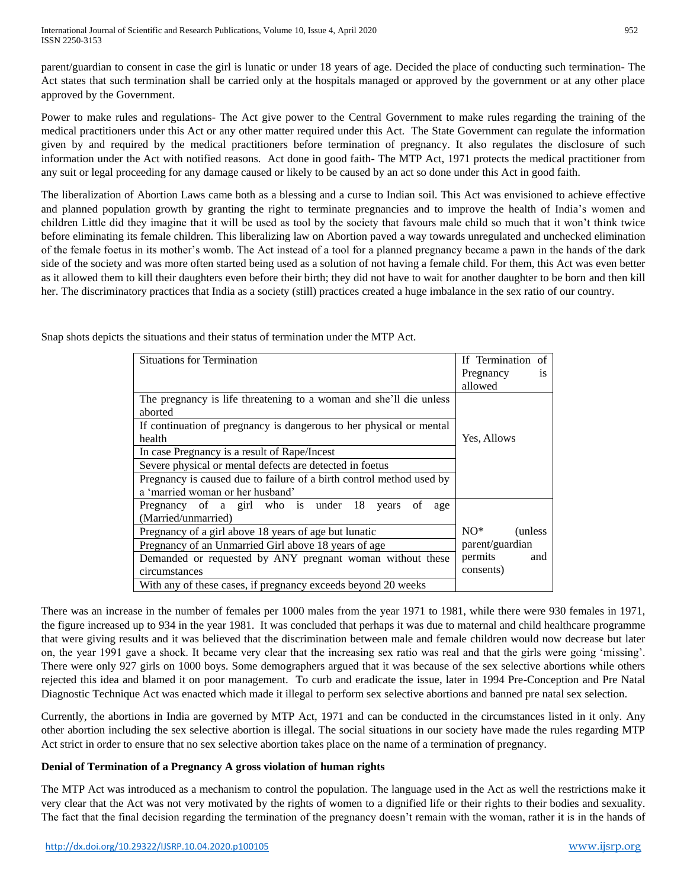parent/guardian to consent in case the girl is lunatic or under 18 years of age. Decided the place of conducting such termination- The Act states that such termination shall be carried only at the hospitals managed or approved by the government or at any other place approved by the Government.

Power to make rules and regulations- The Act give power to the Central Government to make rules regarding the training of the medical practitioners under this Act or any other matter required under this Act. The State Government can regulate the information given by and required by the medical practitioners before termination of pregnancy. It also regulates the disclosure of such information under the Act with notified reasons. Act done in good faith- The MTP Act, 1971 protects the medical practitioner from any suit or legal proceeding for any damage caused or likely to be caused by an act so done under this Act in good faith.

The liberalization of Abortion Laws came both as a blessing and a curse to Indian soil. This Act was envisioned to achieve effective and planned population growth by granting the right to terminate pregnancies and to improve the health of India's women and children Little did they imagine that it will be used as tool by the society that favours male child so much that it won't think twice before eliminating its female children. This liberalizing law on Abortion paved a way towards unregulated and unchecked elimination of the female foetus in its mother's womb. The Act instead of a tool for a planned pregnancy became a pawn in the hands of the dark side of the society and was more often started being used as a solution of not having a female child. For them, this Act was even better as it allowed them to kill their daughters even before their birth; they did not have to wait for another daughter to be born and then kill her. The discriminatory practices that India as a society (still) practices created a huge imbalance in the sex ratio of our country.

Snap shots depicts the situations and their status of termination under the MTP Act.

| Situations for Termination | If Termination of Pregnancy is allowed |
|---|---|
| The pregnancy is life threatening to a woman and she'll die unless aborted | Yes, Allows |
| If continuation of pregnancy is dangerous to her physical or mental health | |
| In case Pregnancy is a result of Rape/Incest | |
| Severe physical or mental defects are detected in foetus | |
| Pregnancy is caused due to failure of a birth control method used by a 'married woman or her husband' | |
| Pregnancy of a girl who is under 18 years of age (Married/unmarried) | NO* (unless parent/guardian permits and consents) |
| Pregnancy of a girl above 18 years of age but lunatic | |
| Pregnancy of an Unmarried Girl above 18 years of age | |
| Demanded or requested by ANY pregnant woman without these circumstances | |
| With any of these cases, if pregnancy exceeds beyond 20 weeks | |

There was an increase in the number of females per 1000 males from the year 1971 to 1981, while there were 930 females in 1971, the figure increased up to 934 in the year 1981. It was concluded that perhaps it was due to maternal and child healthcare programme that were giving results and it was believed that the discrimination between male and female children would now decrease but later on, the year 1991 gave a shock. It became very clear that the increasing sex ratio was real and that the girls were going 'missing'. There were only 927 girls on 1000 boys. Some demographers argued that it was because of the sex selective abortions while others rejected this idea and blamed it on poor management. To curb and eradicate the issue, later in 1994 Pre-Conception and Pre Natal Diagnostic Technique Act was enacted which made it illegal to perform sex selective abortions and banned pre natal sex selection.

Currently, the abortions in India are governed by MTP Act, 1971 and can be conducted in the circumstances listed in it only. Any other abortion including the sex selective abortion is illegal. The social situations in our society have made the rules regarding MTP Act strict in order to ensure that no sex selective abortion takes place on the name of a termination of pregnancy.

**Denial of Termination of a Pregnancy A gross violation of human rights**

The MTP Act was introduced as a mechanism to control the population. The language used in the Act as well the restrictions make it very clear that the Act was not very motivated by the rights of women to a dignified life or their rights to their bodies and sexuality. The fact that the final decision regarding the termination of the pregnancy doesn't remain with the woman, rather it is in the hands of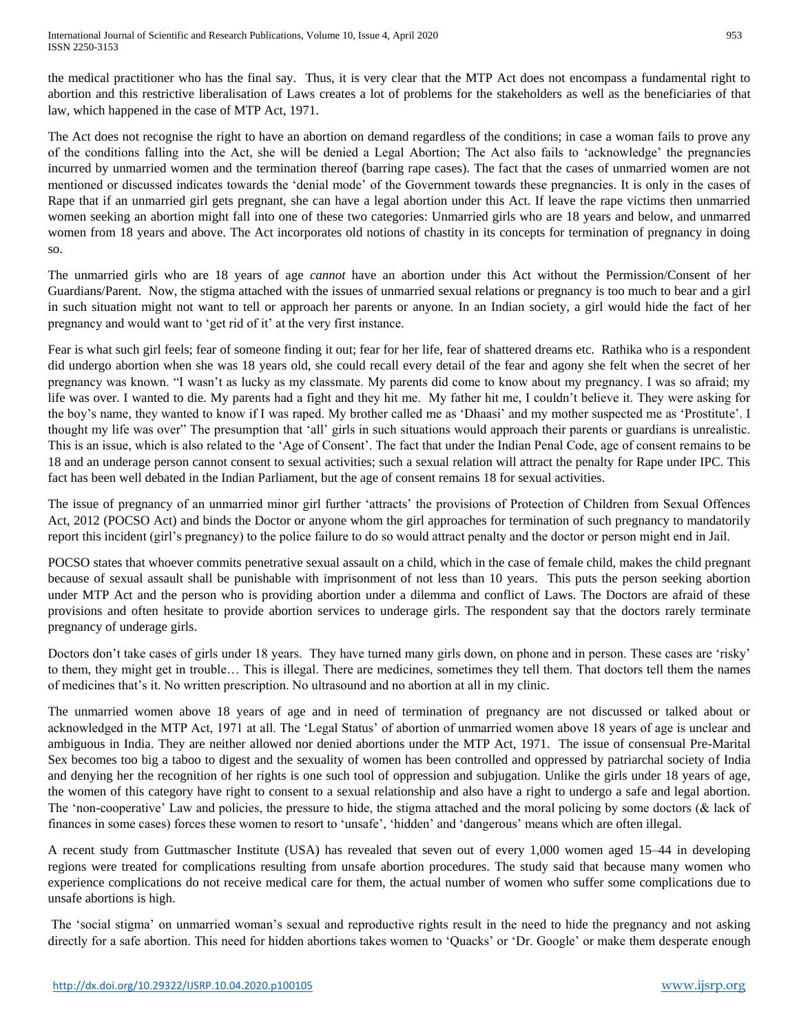the medical practitioner who has the final say. Thus, it is very clear that the MTP Act does not encompass a fundamental right to abortion and this restrictive liberalisation of Laws creates a lot of problems for the stakeholders as well as the beneficiaries of that law, which happened in the case of MTP Act, 1971.

The Act does not recognise the right to have an abortion on demand regardless of the conditions; in case a woman fails to prove any of the conditions falling into the Act, she will be denied a Legal Abortion; The Act also fails to 'acknowledge' the pregnancies incurred by unmarried women and the termination thereof (barring rape cases). The fact that the cases of unmarried women are not mentioned or discussed indicates towards the 'denial mode' of the Government towards these pregnancies. It is only in the cases of Rape that if an unmarried girl gets pregnant, she can have a legal abortion under this Act. If leave the rape victims then unmarried women seeking an abortion might fall into one of these two categories: Unmarried girls who are 18 years and below, and unmarred women from 18 years and above. The Act incorporates old notions of chastity in its concepts for termination of pregnancy in doing so.

The unmarried girls who are 18 years of age *cannot* have an abortion under this Act without the Permission/Consent of her Guardians/Parent. Now, the stigma attached with the issues of unmarried sexual relations or pregnancy is too much to bear and a girl in such situation might not want to tell or approach her parents or anyone. In an Indian society, a girl would hide the fact of her pregnancy and would want to 'get rid of it' at the very first instance.

Fear is what such girl feels; fear of someone finding it out; fear for her life, fear of shattered dreams etc. Rathika who is a respondent did undergo abortion when she was 18 years old, she could recall every detail of the fear and agony she felt when the secret of her pregnancy was known. "I wasn't as lucky as my classmate. My parents did come to know about my pregnancy. I was so afraid; my life was over. I wanted to die. My parents had a fight and they hit me. My father hit me, I couldn't believe it. They were asking for the boy's name, they wanted to know if I was raped. My brother called me as 'Dhaasi' and my mother suspected me as 'Prostitute'. I thought my life was over" The presumption that 'all' girls in such situations would approach their parents or guardians is unrealistic. This is an issue, which is also related to the 'Age of Consent'. The fact that under the Indian Penal Code, age of consent remains to be 18 and an underage person cannot consent to sexual activities; such a sexual relation will attract the penalty for Rape under IPC. This fact has been well debated in the Indian Parliament, but the age of consent remains 18 for sexual activities.

The issue of pregnancy of an unmarried minor girl further 'attracts' the provisions of Protection of Children from Sexual Offences Act, 2012 (POCSO Act) and binds the Doctor or anyone whom the girl approaches for termination of such pregnancy to mandatorily report this incident (girl's pregnancy) to the police failure to do so would attract penalty and the doctor or person might end in Jail.

POCSO states that whoever commits penetrative sexual assault on a child, which in the case of female child, makes the child pregnant because of sexual assault shall be punishable with imprisonment of not less than 10 years. This puts the person seeking abortion under MTP Act and the person who is providing abortion under a dilemma and conflict of Laws. The Doctors are afraid of these provisions and often hesitate to provide abortion services to underage girls. The respondent say that the doctors rarely terminate pregnancy of underage girls.

Doctors don't take cases of girls under 18 years. They have turned many girls down, on phone and in person. These cases are 'risky' to them, they might get in trouble… This is illegal. There are medicines, sometimes they tell them. That doctors tell them the names of medicines that's it. No written prescription. No ultrasound and no abortion at all in my clinic.

The unmarried women above 18 years of age and in need of termination of pregnancy are not discussed or talked about or acknowledged in the MTP Act, 1971 at all. The 'Legal Status' of abortion of unmarried women above 18 years of age is unclear and ambiguous in India. They are neither allowed nor denied abortions under the MTP Act, 1971. The issue of consensual Pre-Marital Sex becomes too big a taboo to digest and the sexuality of women has been controlled and oppressed by patriarchal society of India and denying her the recognition of her rights is one such tool of oppression and subjugation. Unlike the girls under 18 years of age, the women of this category have right to consent to a sexual relationship and also have a right to undergo a safe and legal abortion. The 'non-cooperative' Law and policies, the pressure to hide, the stigma attached and the moral policing by some doctors (& lack of finances in some cases) forces these women to resort to 'unsafe', 'hidden' and 'dangerous' means which are often illegal.

A recent study from Guttmascher Institute (USA) has revealed that seven out of every 1,000 women aged 15–44 in developing regions were treated for complications resulting from unsafe abortion procedures. The study said that because many women who experience complications do not receive medical care for them, the actual number of women who suffer some complications due to unsafe abortions is high.

The 'social stigma' on unmarried woman's sexual and reproductive rights result in the need to hide the pregnancy and not asking directly for a safe abortion. This need for hidden abortions takes women to 'Quacks' or 'Dr. Google' or make them desperate enough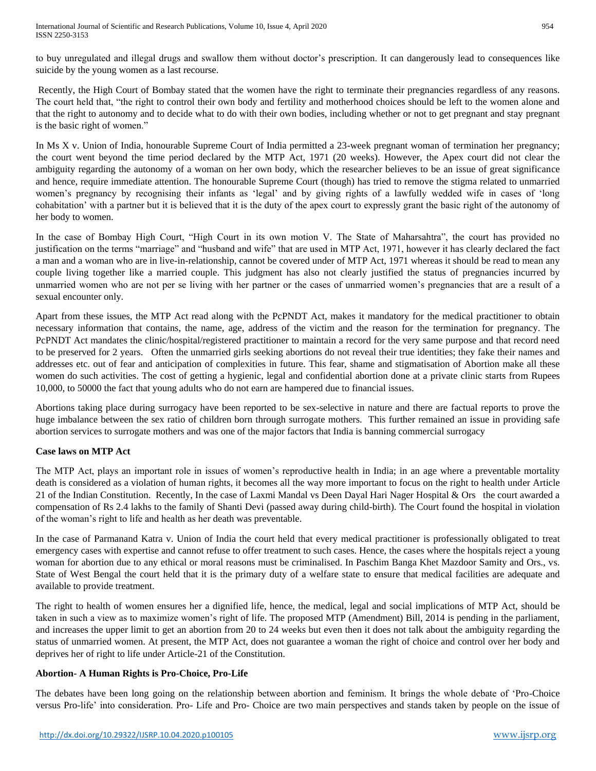to buy unregulated and illegal drugs and swallow them without doctor's prescription. It can dangerously lead to consequences like suicide by the young women as a last recourse.

Recently, the High Court of Bombay stated that the women have the right to terminate their pregnancies regardless of any reasons. The court held that, "the right to control their own body and fertility and motherhood choices should be left to the women alone and that the right to autonomy and to decide what to do with their own bodies, including whether or not to get pregnant and stay pregnant is the basic right of women."

In Ms X v. Union of India, honourable Supreme Court of India permitted a 23-week pregnant woman of termination her pregnancy; the court went beyond the time period declared by the MTP Act, 1971 (20 weeks). However, the Apex court did not clear the ambiguity regarding the autonomy of a woman on her own body, which the researcher believes to be an issue of great significance and hence, require immediate attention. The honourable Supreme Court (though) has tried to remove the stigma related to unmarried women's pregnancy by recognising their infants as 'legal' and by giving rights of a lawfully wedded wife in cases of 'long cohabitation' with a partner but it is believed that it is the duty of the apex court to expressly grant the basic right of the autonomy of her body to women.

In the case of Bombay High Court, "High Court in its own motion V. The State of Maharsahtra", the court has provided no justification on the terms "marriage" and "husband and wife" that are used in MTP Act, 1971, however it has clearly declared the fact a man and a woman who are in live-in-relationship, cannot be covered under of MTP Act, 1971 whereas it should be read to mean any couple living together like a married couple. This judgment has also not clearly justified the status of pregnancies incurred by unmarried women who are not per se living with her partner or the cases of unmarried women's pregnancies that are a result of a sexual encounter only.

Apart from these issues, the MTP Act read along with the PcPNDT Act, makes it mandatory for the medical practitioner to obtain necessary information that contains, the name, age, address of the victim and the reason for the termination for pregnancy. The PcPNDT Act mandates the clinic/hospital/registered practitioner to maintain a record for the very same purpose and that record need to be preserved for 2 years. Often the unmarried girls seeking abortions do not reveal their true identities; they fake their names and addresses etc. out of fear and anticipation of complexities in future. This fear, shame and stigmatisation of Abortion make all these women do such activities. The cost of getting a hygienic, legal and confidential abortion done at a private clinic starts from Rupees 10,000, to 50000 the fact that young adults who do not earn are hampered due to financial issues.

Abortions taking place during surrogacy have been reported to be sex-selective in nature and there are factual reports to prove the huge imbalance between the sex ratio of children born through surrogate mothers. This further remained an issue in providing safe abortion services to surrogate mothers and was one of the major factors that India is banning commercial surrogacy

**Case laws on MTP Act**

The MTP Act, plays an important role in issues of women's reproductive health in India; in an age where a preventable mortality death is considered as a violation of human rights, it becomes all the way more important to focus on the right to health under Article 21 of the Indian Constitution. Recently, In the case of Laxmi Mandal vs Deen Dayal Hari Nager Hospital & Ors the court awarded a compensation of Rs 2.4 lakhs to the family of Shanti Devi (passed away during child-birth). The Court found the hospital in violation of the woman's right to life and health as her death was preventable.

In the case of Parmanand Katra v. Union of India the court held that every medical practitioner is professionally obligated to treat emergency cases with expertise and cannot refuse to offer treatment to such cases. Hence, the cases where the hospitals reject a young woman for abortion due to any ethical or moral reasons must be criminalised. In Paschim Banga Khet Mazdoor Samity and Ors., vs. State of West Bengal the court held that it is the primary duty of a welfare state to ensure that medical facilities are adequate and available to provide treatment.

The right to health of women ensures her a dignified life, hence, the medical, legal and social implications of MTP Act, should be taken in such a view as to maximize women's right of life. The proposed MTP (Amendment) Bill, 2014 is pending in the parliament, and increases the upper limit to get an abortion from 20 to 24 weeks but even then it does not talk about the ambiguity regarding the status of unmarried women. At present, the MTP Act, does not guarantee a woman the right of choice and control over her body and deprives her of right to life under Article-21 of the Constitution.

**Abortion- A Human Rights is Pro-Choice, Pro-Life**

The debates have been long going on the relationship between abortion and feminism. It brings the whole debate of 'Pro-Choice versus Pro-life' into consideration. Pro- Life and Pro- Choice are two main perspectives and stands taken by people on the issue of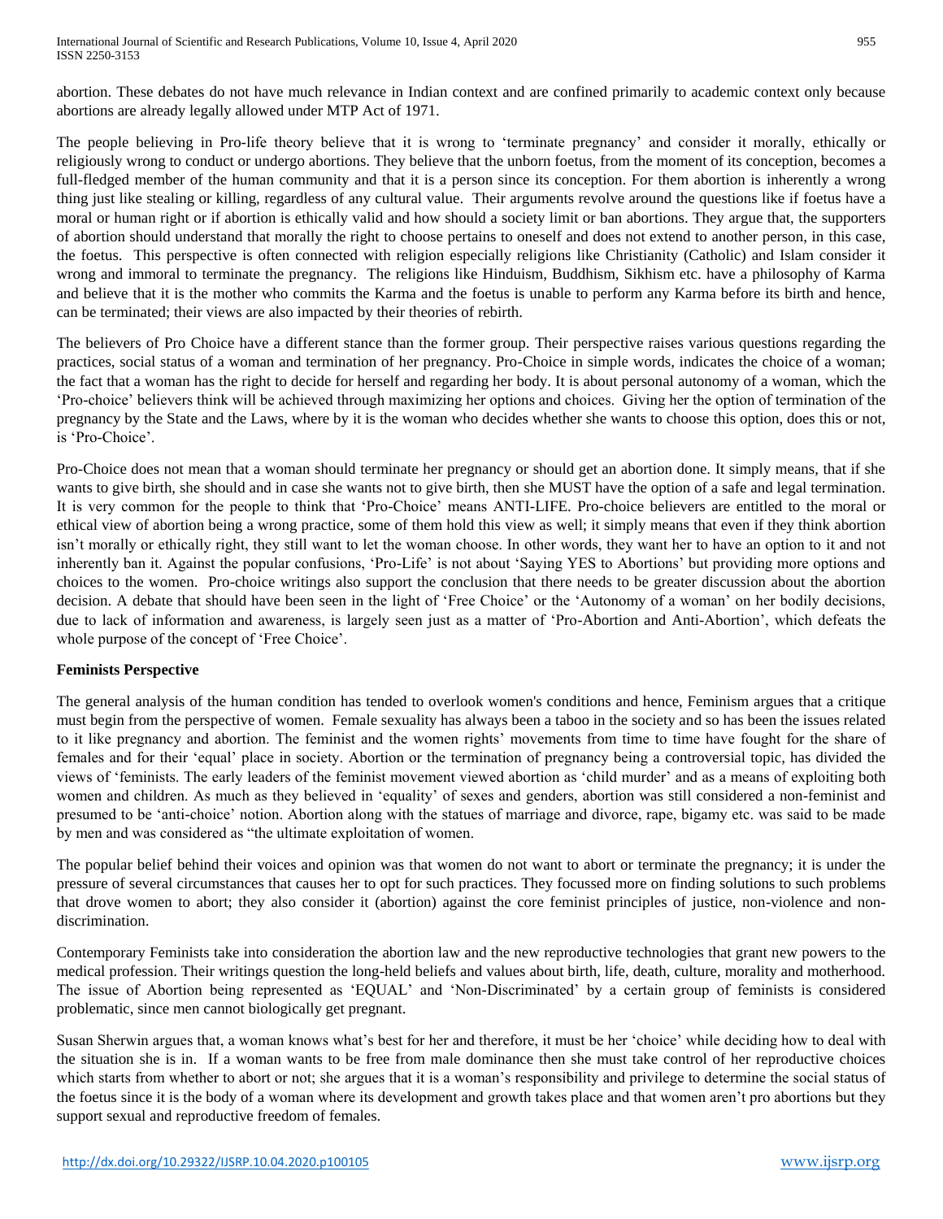abortion. These debates do not have much relevance in Indian context and are confined primarily to academic context only because abortions are already legally allowed under MTP Act of 1971.

The people believing in Pro-life theory believe that it is wrong to 'terminate pregnancy' and consider it morally, ethically or religiously wrong to conduct or undergo abortions. They believe that the unborn foetus, from the moment of its conception, becomes a full-fledged member of the human community and that it is a person since its conception. For them abortion is inherently a wrong thing just like stealing or killing, regardless of any cultural value. Their arguments revolve around the questions like if foetus have a moral or human right or if abortion is ethically valid and how should a society limit or ban abortions. They argue that, the supporters of abortion should understand that morally the right to choose pertains to oneself and does not extend to another person, in this case, the foetus. This perspective is often connected with religion especially religions like Christianity (Catholic) and Islam consider it wrong and immoral to terminate the pregnancy. The religions like Hinduism, Buddhism, Sikhism etc. have a philosophy of Karma and believe that it is the mother who commits the Karma and the foetus is unable to perform any Karma before its birth and hence, can be terminated; their views are also impacted by their theories of rebirth.

The believers of Pro Choice have a different stance than the former group. Their perspective raises various questions regarding the practices, social status of a woman and termination of her pregnancy. Pro-Choice in simple words, indicates the choice of a woman; the fact that a woman has the right to decide for herself and regarding her body. It is about personal autonomy of a woman, which the 'Pro-choice' believers think will be achieved through maximizing her options and choices. Giving her the option of termination of the pregnancy by the State and the Laws, where by it is the woman who decides whether she wants to choose this option, does this or not, is 'Pro-Choice'.

Pro-Choice does not mean that a woman should terminate her pregnancy or should get an abortion done. It simply means, that if she wants to give birth, she should and in case she wants not to give birth, then she MUST have the option of a safe and legal termination. It is very common for the people to think that 'Pro-Choice' means ANTI-LIFE. Pro-choice believers are entitled to the moral or ethical view of abortion being a wrong practice, some of them hold this view as well; it simply means that even if they think abortion isn't morally or ethically right, they still want to let the woman choose. In other words, they want her to have an option to it and not inherently ban it. Against the popular confusions, 'Pro-Life' is not about 'Saying YES to Abortions' but providing more options and choices to the women. Pro-choice writings also support the conclusion that there needs to be greater discussion about the abortion decision. A debate that should have been seen in the light of 'Free Choice' or the 'Autonomy of a woman' on her bodily decisions, due to lack of information and awareness, is largely seen just as a matter of 'Pro-Abortion and Anti-Abortion', which defeats the whole purpose of the concept of 'Free Choice'.

**Feminists Perspective**

The general analysis of the human condition has tended to overlook women's conditions and hence, Feminism argues that a critique must begin from the perspective of women. Female sexuality has always been a taboo in the society and so has been the issues related to it like pregnancy and abortion. The feminist and the women rights' movements from time to time have fought for the share of females and for their 'equal' place in society. Abortion or the termination of pregnancy being a controversial topic, has divided the views of 'feminists. The early leaders of the feminist movement viewed abortion as 'child murder' and as a means of exploiting both women and children. As much as they believed in 'equality' of sexes and genders, abortion was still considered a non-feminist and presumed to be 'anti-choice' notion. Abortion along with the statues of marriage and divorce, rape, bigamy etc. was said to be made by men and was considered as "the ultimate exploitation of women.

The popular belief behind their voices and opinion was that women do not want to abort or terminate the pregnancy; it is under the pressure of several circumstances that causes her to opt for such practices. They focussed more on finding solutions to such problems that drove women to abort; they also consider it (abortion) against the core feminist principles of justice, non-violence and non-discrimination.

Contemporary Feminists take into consideration the abortion law and the new reproductive technologies that grant new powers to the medical profession. Their writings question the long-held beliefs and values about birth, life, death, culture, morality and motherhood. The issue of Abortion being represented as 'EQUAL' and 'Non-Discriminated' by a certain group of feminists is considered problematic, since men cannot biologically get pregnant.

Susan Sherwin argues that, a woman knows what's best for her and therefore, it must be her 'choice' while deciding how to deal with the situation she is in. If a woman wants to be free from male dominance then she must take control of her reproductive choices which starts from whether to abort or not; she argues that it is a woman's responsibility and privilege to determine the social status of the foetus since it is the body of a woman where its development and growth takes place and that women aren't pro abortions but they support sexual and reproductive freedom of females.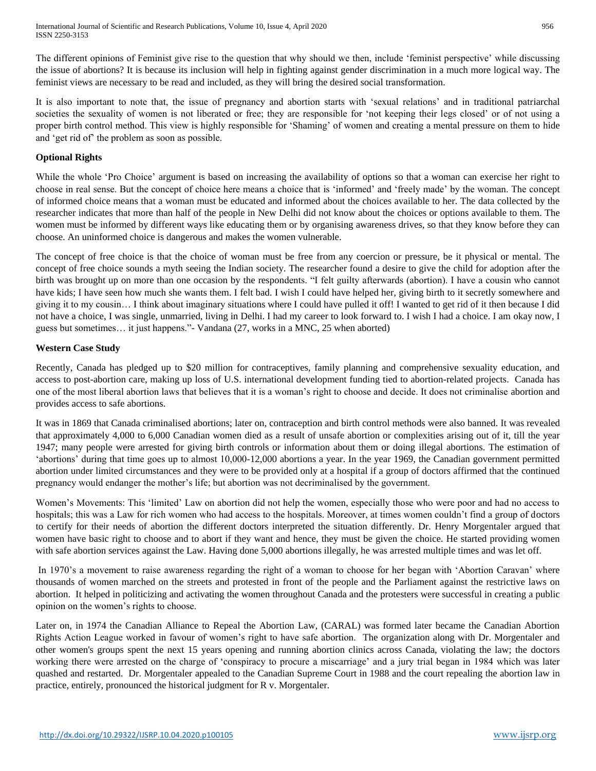The different opinions of Feminist give rise to the question that why should we then, include 'feminist perspective' while discussing the issue of abortions? It is because its inclusion will help in fighting against gender discrimination in a much more logical way. The feminist views are necessary to be read and included, as they will bring the desired social transformation.

It is also important to note that, the issue of pregnancy and abortion starts with 'sexual relations' and in traditional patriarchal societies the sexuality of women is not liberated or free; they are responsible for 'not keeping their legs closed' or of not using a proper birth control method. This view is highly responsible for 'Shaming' of women and creating a mental pressure on them to hide and 'get rid of' the problem as soon as possible.

**Optional Rights**

While the whole 'Pro Choice' argument is based on increasing the availability of options so that a woman can exercise her right to choose in real sense. But the concept of choice here means a choice that is 'informed' and 'freely made' by the woman. The concept of informed choice means that a woman must be educated and informed about the choices available to her. The data collected by the researcher indicates that more than half of the people in New Delhi did not know about the choices or options available to them. The women must be informed by different ways like educating them or by organising awareness drives, so that they know before they can choose. An uninformed choice is dangerous and makes the women vulnerable.

The concept of free choice is that the choice of woman must be free from any coercion or pressure, be it physical or mental. The concept of free choice sounds a myth seeing the Indian society. The researcher found a desire to give the child for adoption after the birth was brought up on more than one occasion by the respondents. "I felt guilty afterwards (abortion). I have a cousin who cannot have kids; I have seen how much she wants them. I felt bad. I wish I could have helped her, giving birth to it secretly somewhere and giving it to my cousin… I think about imaginary situations where I could have pulled it off! I wanted to get rid of it then because I did not have a choice, I was single, unmarried, living in Delhi. I had my career to look forward to. I wish I had a choice. I am okay now, I guess but sometimes… it just happens."- Vandana (27, works in a MNC, 25 when aborted)

**Western Case Study**

Recently, Canada has pledged up to $20 million for contraceptives, family planning and comprehensive sexuality education, and access to post-abortion care, making up loss of U.S. international development funding tied to abortion-related projects. Canada has one of the most liberal abortion laws that believes that it is a woman's right to choose and decide. It does not criminalise abortion and provides access to safe abortions.

It was in 1869 that Canada criminalised abortions; later on, contraception and birth control methods were also banned. It was revealed that approximately 4,000 to 6,000 Canadian women died as a result of unsafe abortion or complexities arising out of it, till the year 1947; many people were arrested for giving birth controls or information about them or doing illegal abortions. The estimation of 'abortions' during that time goes up to almost 10,000-12,000 abortions a year. In the year 1969, the Canadian government permitted abortion under limited circumstances and they were to be provided only at a hospital if a group of doctors affirmed that the continued pregnancy would endanger the mother's life; but abortion was not decriminalised by the government.

Women's Movements: This 'limited' Law on abortion did not help the women, especially those who were poor and had no access to hospitals; this was a Law for rich women who had access to the hospitals. Moreover, at times women couldn't find a group of doctors to certify for their needs of abortion the different doctors interpreted the situation differently. Dr. Henry Morgentaler argued that women have basic right to choose and to abort if they want and hence, they must be given the choice. He started providing women with safe abortion services against the Law. Having done 5,000 abortions illegally, he was arrested multiple times and was let off.

In 1970's a movement to raise awareness regarding the right of a woman to choose for her began with 'Abortion Caravan' where thousands of women marched on the streets and protested in front of the people and the Parliament against the restrictive laws on abortion. It helped in politicizing and activating the women throughout Canada and the protesters were successful in creating a public opinion on the women's rights to choose.

Later on, in 1974 the Canadian Alliance to Repeal the Abortion Law, (CARAL) was formed later became the Canadian Abortion Rights Action League worked in favour of women's right to have safe abortion. The organization along with Dr. Morgentaler and other women's groups spent the next 15 years opening and running abortion clinics across Canada, violating the law; the doctors working there were arrested on the charge of 'conspiracy to procure a miscarriage' and a jury trial began in 1984 which was later quashed and restarted. Dr. Morgentaler appealed to the Canadian Supreme Court in 1988 and the court repealing the abortion law in practice, entirely, pronounced the historical judgment for R v. Morgentaler.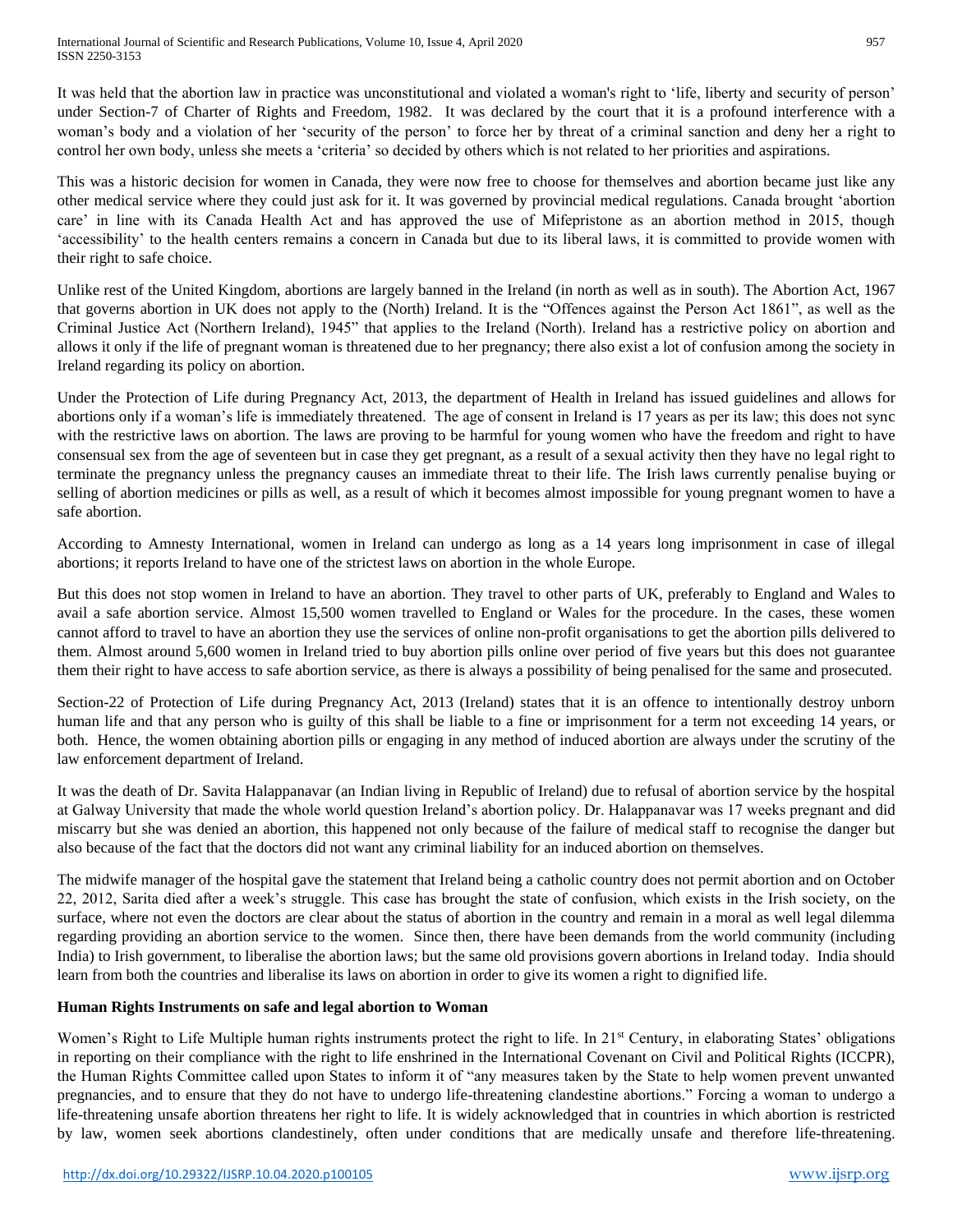It was held that the abortion law in practice was unconstitutional and violated a woman's right to 'life, liberty and security of person' under Section-7 of Charter of Rights and Freedom, 1982. It was declared by the court that it is a profound interference with a woman's body and a violation of her 'security of the person' to force her by threat of a criminal sanction and deny her a right to control her own body, unless she meets a 'criteria' so decided by others which is not related to her priorities and aspirations.

This was a historic decision for women in Canada, they were now free to choose for themselves and abortion became just like any other medical service where they could just ask for it. It was governed by provincial medical regulations. Canada brought 'abortion care' in line with its Canada Health Act and has approved the use of Mifepristone as an abortion method in 2015, though 'accessibility' to the health centers remains a concern in Canada but due to its liberal laws, it is committed to provide women with their right to safe choice.

Unlike rest of the United Kingdom, abortions are largely banned in the Ireland (in north as well as in south). The Abortion Act, 1967 that governs abortion in UK does not apply to the (North) Ireland. It is the "Offences against the Person Act 1861", as well as the Criminal Justice Act (Northern Ireland), 1945" that applies to the Ireland (North). Ireland has a restrictive policy on abortion and allows it only if the life of pregnant woman is threatened due to her pregnancy; there also exist a lot of confusion among the society in Ireland regarding its policy on abortion.

Under the Protection of Life during Pregnancy Act, 2013, the department of Health in Ireland has issued guidelines and allows for abortions only if a woman's life is immediately threatened. The age of consent in Ireland is 17 years as per its law; this does not sync with the restrictive laws on abortion. The laws are proving to be harmful for young women who have the freedom and right to have consensual sex from the age of seventeen but in case they get pregnant, as a result of a sexual activity then they have no legal right to terminate the pregnancy unless the pregnancy causes an immediate threat to their life. The Irish laws currently penalise buying or selling of abortion medicines or pills as well, as a result of which it becomes almost impossible for young pregnant women to have a safe abortion.

According to Amnesty International, women in Ireland can undergo as long as a 14 years long imprisonment in case of illegal abortions; it reports Ireland to have one of the strictest laws on abortion in the whole Europe.

But this does not stop women in Ireland to have an abortion. They travel to other parts of UK, preferably to England and Wales to avail a safe abortion service. Almost 15,500 women travelled to England or Wales for the procedure. In the cases, these women cannot afford to travel to have an abortion they use the services of online non-profit organisations to get the abortion pills delivered to them. Almost around 5,600 women in Ireland tried to buy abortion pills online over period of five years but this does not guarantee them their right to have access to safe abortion service, as there is always a possibility of being penalised for the same and prosecuted.

Section-22 of Protection of Life during Pregnancy Act, 2013 (Ireland) states that it is an offence to intentionally destroy unborn human life and that any person who is guilty of this shall be liable to a fine or imprisonment for a term not exceeding 14 years, or both. Hence, the women obtaining abortion pills or engaging in any method of induced abortion are always under the scrutiny of the law enforcement department of Ireland.

It was the death of Dr. Savita Halappanavar (an Indian living in Republic of Ireland) due to refusal of abortion service by the hospital at Galway University that made the whole world question Ireland's abortion policy. Dr. Halappanavar was 17 weeks pregnant and did miscarry but she was denied an abortion, this happened not only because of the failure of medical staff to recognise the danger but also because of the fact that the doctors did not want any criminal liability for an induced abortion on themselves.

The midwife manager of the hospital gave the statement that Ireland being a catholic country does not permit abortion and on October 22, 2012, Sarita died after a week's struggle. This case has brought the state of confusion, which exists in the Irish society, on the surface, where not even the doctors are clear about the status of abortion in the country and remain in a moral as well legal dilemma regarding providing an abortion service to the women. Since then, there have been demands from the world community (including India) to Irish government, to liberalise the abortion laws; but the same old provisions govern abortions in Ireland today. India should learn from both the countries and liberalise its laws on abortion in order to give its women a right to dignified life.

**Human Rights Instruments on safe and legal abortion to Woman**

Women's Right to Life Multiple human rights instruments protect the right to life. In 21st Century, in elaborating States' obligations in reporting on their compliance with the right to life enshrined in the International Covenant on Civil and Political Rights (ICCPR), the Human Rights Committee called upon States to inform it of "any measures taken by the State to help women prevent unwanted pregnancies, and to ensure that they do not have to undergo life-threatening clandestine abortions." Forcing a woman to undergo a life-threatening unsafe abortion threatens her right to life. It is widely acknowledged that in countries in which abortion is restricted by law, women seek abortions clandestinely, often under conditions that are medically unsafe and therefore life-threatening.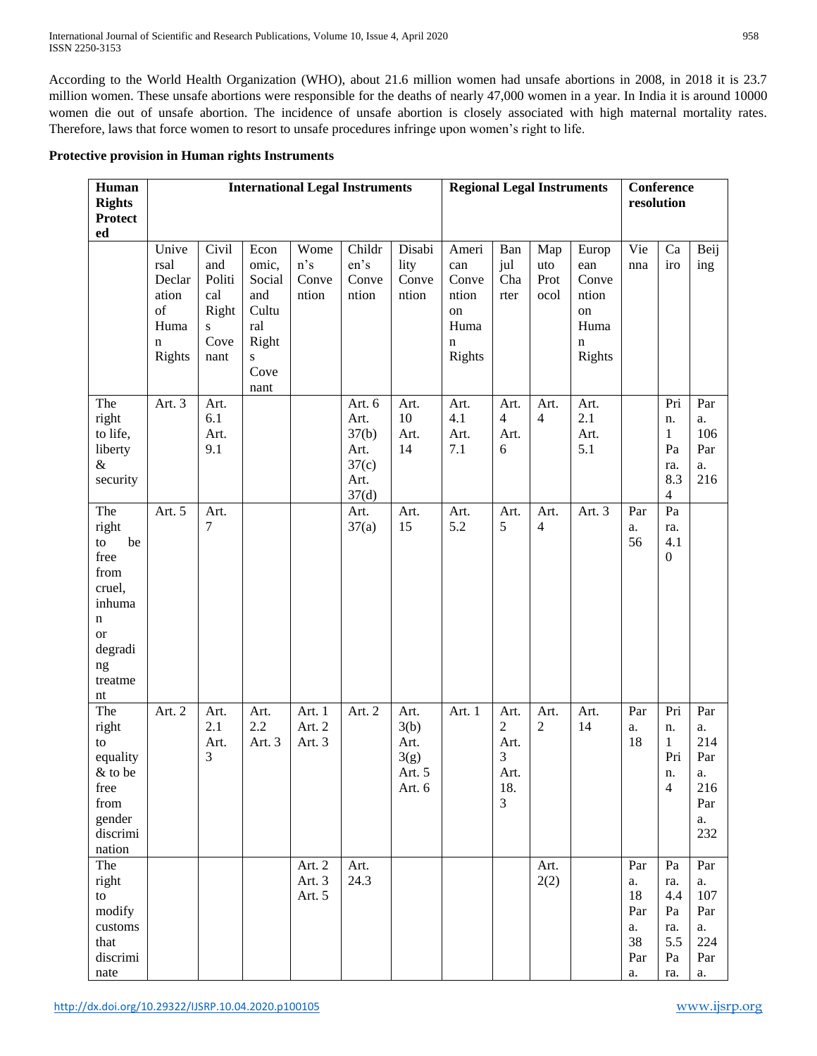According to the World Health Organization (WHO), about 21.6 million women had unsafe abortions in 2008, in 2018 it is 23.7 million women. These unsafe abortions were responsible for the deaths of nearly 47,000 women in a year. In India it is around 10000 women die out of unsafe abortion. The incidence of unsafe abortion is closely associated with high maternal mortality rates. Therefore, laws that force women to resort to unsafe procedures infringe upon women's right to life.

**Protective provision in Human rights Instruments**

| Human Rights Protected | International Legal Instruments | | | | | | Regional Legal Instruments | | | | Conference resolution | | |
|---|---|---|---|---|---|---|---|---|---|---|---|---|---|
| | Universal Declaration of Human Rights | Civil and Political Rights Covenant | Economic, Social and Cultural Rights Covenant | Women's Convention | Children's Convention | Disability Convention | American Convention on Human Rights | Banjul Charter | Maputo Protocol | European Convention on Human Rights | Vienna | Cairo | Beijing |
| The right to life, liberty & security | Art. 3 | Art. 6.1 Art. 9.1 | | | Art. 6 Art. 37(b) Art. 37(c) Art. 37(d) | Art. 10 Art. 14 | Art. 4.1 Art. 7.1 | Art. 4 Art. 6 | Art. 4 | Art. 2.1 Art. 5.1 | | Prin. 1 Para. 8.34 | Para. 106 Para. 216 |
| The right to be free from cruel, inhuman or degrading treatment | Art. 5 | Art. 7 | | | Art. 37(a) | Art. 15 | Art. 5.2 | Art. 5 | Art. 4 | Art. 3 | Para. 56 | Para. 4.10 | |
| The right to equality & to be free from gender discrimination | Art. 2 | Art. 2.1 Art. 3 | Art. 2.2 Art. 3 | Art. 1 Art. 2 Art. 3 | Art. 2 | Art. 3(b) Art. 3(g) Art. 5 Art. 6 | Art. 1 | Art. 2 Art. 3 Art. 18.3 | Art. 2 | Art. 14 | Para. 18 | Prin. 1 Prin. 4 | Para. 214 Para. 216 Para. 232 |
| The right to modify customs that discriminate | | | | Art. 2 Art. 3 Art. 5 | Art. 24.3 | | | | Art. 2(2) | | Para. 18 Para. 38 Para. | Para. 4.4 Para. 5.5 Para. | Para. 107 Para. 224 Para. |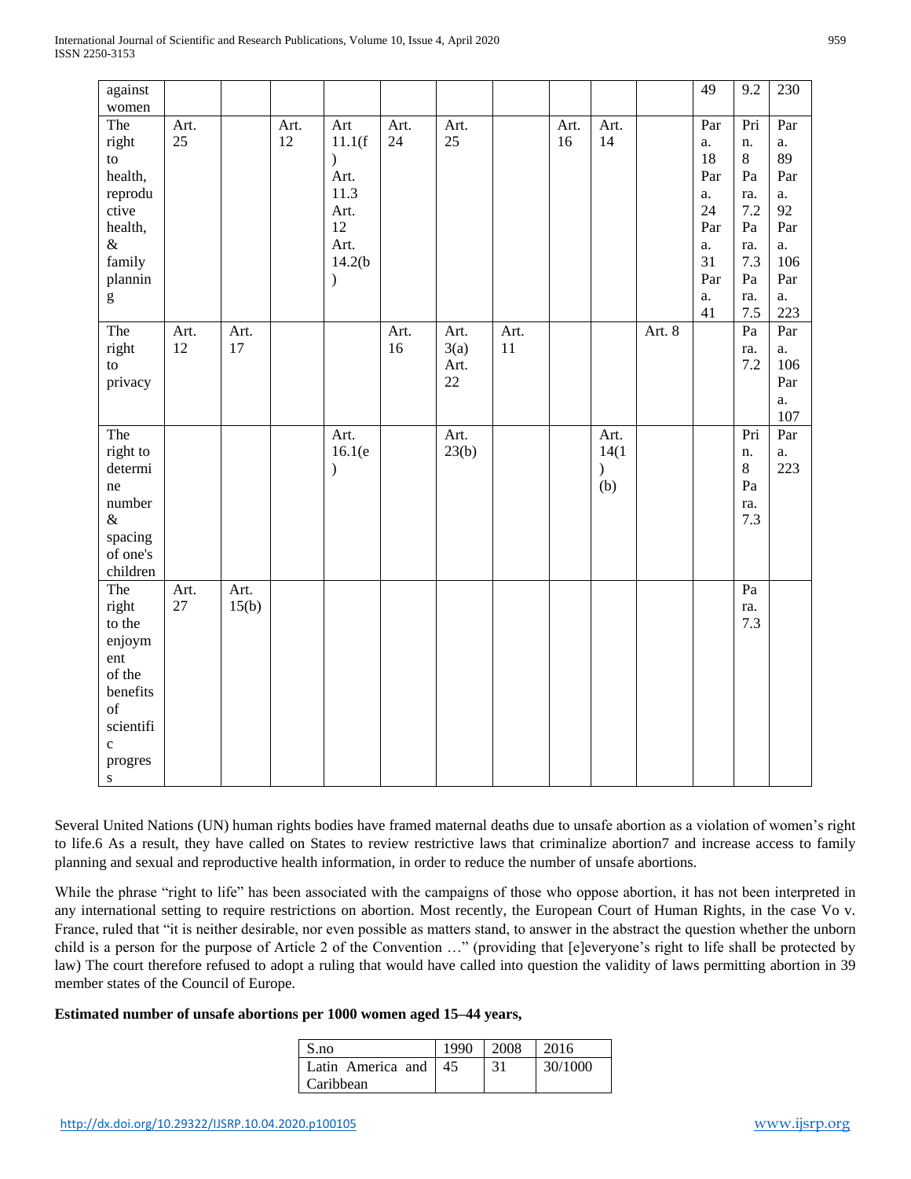| | | | | | | | | | | | | | |
|---|---|---|---|---|---|---|---|---|---|---|---|---|---|
| against women | | | | | | | | | | | 49 | 9.2 | 230 |
| The right to health, reproductive health, & family planning | Art. 25 | | Art. 12 | Art 11.1(f) Art. 11.3 Art. 12 Art. 14.2(b) | Art. 24 | Art. 25 | | Art. 16 | Art. 14 | | Para. 18 Para. 24 Para. 31 Para. 41 | Prin. 8 Para. 7.2 Para. 7.3 Para. 7.5 | Para. 89 Para. 92 Para. 106 Para. 223 |
| The right to privacy | Art. 12 | Art. 17 | | | Art. 16 | Art. 3(a) Art. 22 | Art. 11 | | | Art. 8 | | Para. 7.2 | Para. 106 Para. 107 |
| The right to determine number & spacing of one's children | | | | Art. 16.1(e) | | Art. 23(b) | | | Art. 14(1)(b) | | | Prin. 8 Para. 7.3 | Para. 223 |
| The right to the enjoyment of the benefits of scientific progress | Art. 27 | Art. 15(b) | | | | | | | | | | Para. 7.3 | |

Several United Nations (UN) human rights bodies have framed maternal deaths due to unsafe abortion as a violation of women's right to life.6 As a result, they have called on States to review restrictive laws that criminalize abortion7 and increase access to family planning and sexual and reproductive health information, in order to reduce the number of unsafe abortions.

While the phrase "right to life" has been associated with the campaigns of those who oppose abortion, it has not been interpreted in any international setting to require restrictions on abortion. Most recently, the European Court of Human Rights, in the case Vo v. France, ruled that "it is neither desirable, nor even possible as matters stand, to answer in the abstract the question whether the unborn child is a person for the purpose of Article 2 of the Convention …" (providing that [e]veryone's right to life shall be protected by law) The court therefore refused to adopt a ruling that would have called into question the validity of laws permitting abortion in 39 member states of the Council of Europe.

**Estimated number of unsafe abortions per 1000 women aged 15–44 years,**

| S.no | 1990 | 2008 | 2016 |
|---|---|---|---|
| Latin America and Caribbean | 45 | 31 | 30/1000 |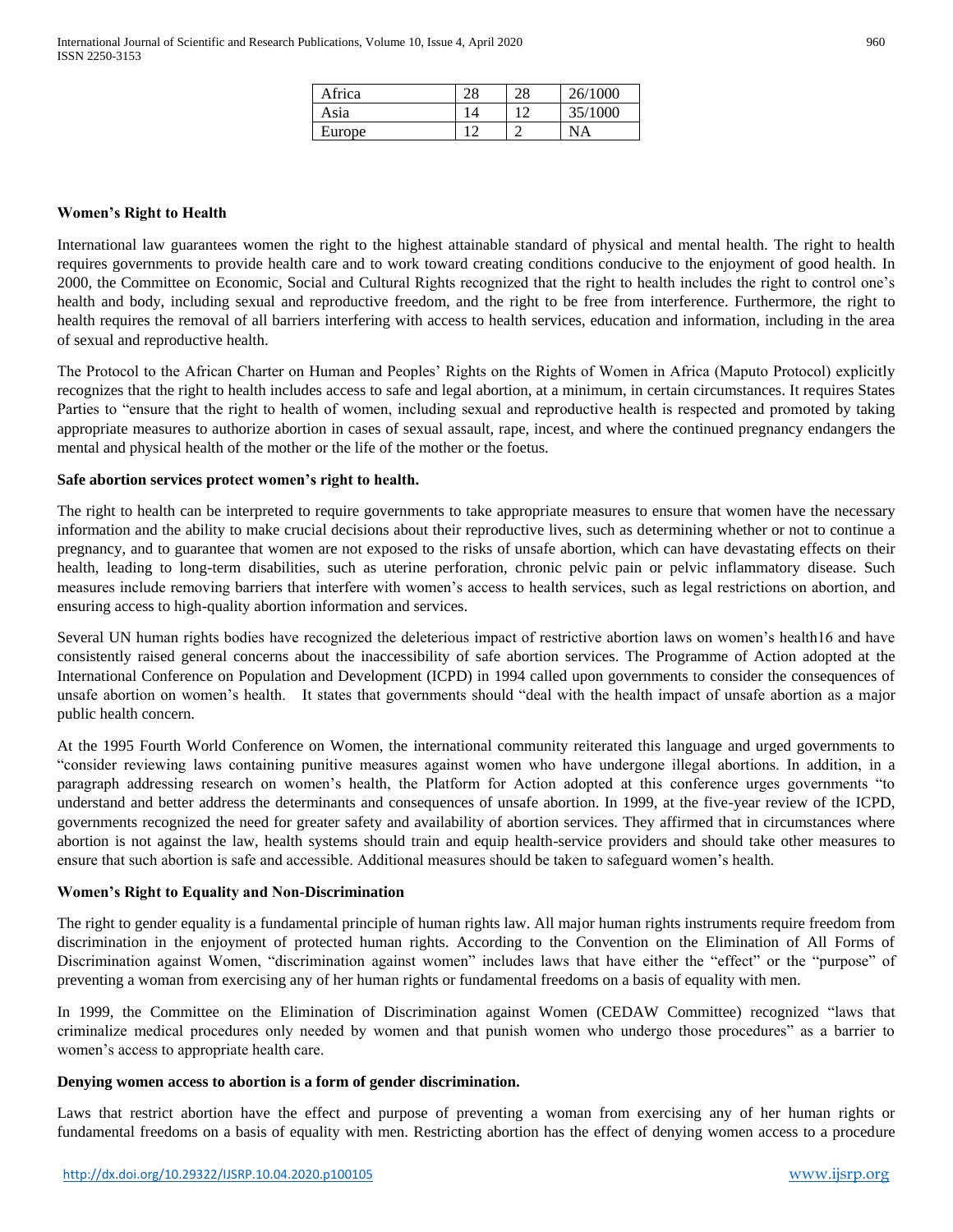| | | | |
|---|---|---|---|
| Africa | 28 | 28 | 26/1000 |
| Asia | 14 | 12 | 35/1000 |
| Europe | 12 | 2 | NA |

**Women's Right to Health**

International law guarantees women the right to the highest attainable standard of physical and mental health. The right to health requires governments to provide health care and to work toward creating conditions conducive to the enjoyment of good health. In 2000, the Committee on Economic, Social and Cultural Rights recognized that the right to health includes the right to control one's health and body, including sexual and reproductive freedom, and the right to be free from interference. Furthermore, the right to health requires the removal of all barriers interfering with access to health services, education and information, including in the area of sexual and reproductive health.

The Protocol to the African Charter on Human and Peoples' Rights on the Rights of Women in Africa (Maputo Protocol) explicitly recognizes that the right to health includes access to safe and legal abortion, at a minimum, in certain circumstances. It requires States Parties to "ensure that the right to health of women, including sexual and reproductive health is respected and promoted by taking appropriate measures to authorize abortion in cases of sexual assault, rape, incest, and where the continued pregnancy endangers the mental and physical health of the mother or the life of the mother or the foetus.

**Safe abortion services protect women's right to health.**

The right to health can be interpreted to require governments to take appropriate measures to ensure that women have the necessary information and the ability to make crucial decisions about their reproductive lives, such as determining whether or not to continue a pregnancy, and to guarantee that women are not exposed to the risks of unsafe abortion, which can have devastating effects on their health, leading to long-term disabilities, such as uterine perforation, chronic pelvic pain or pelvic inflammatory disease. Such measures include removing barriers that interfere with women's access to health services, such as legal restrictions on abortion, and ensuring access to high-quality abortion information and services.

Several UN human rights bodies have recognized the deleterious impact of restrictive abortion laws on women's health16 and have consistently raised general concerns about the inaccessibility of safe abortion services. The Programme of Action adopted at the International Conference on Population and Development (ICPD) in 1994 called upon governments to consider the consequences of unsafe abortion on women's health. It states that governments should "deal with the health impact of unsafe abortion as a major public health concern.

At the 1995 Fourth World Conference on Women, the international community reiterated this language and urged governments to "consider reviewing laws containing punitive measures against women who have undergone illegal abortions. In addition, in a paragraph addressing research on women's health, the Platform for Action adopted at this conference urges governments "to understand and better address the determinants and consequences of unsafe abortion. In 1999, at the five-year review of the ICPD, governments recognized the need for greater safety and availability of abortion services. They affirmed that in circumstances where abortion is not against the law, health systems should train and equip health-service providers and should take other measures to ensure that such abortion is safe and accessible. Additional measures should be taken to safeguard women's health.

**Women's Right to Equality and Non-Discrimination**

The right to gender equality is a fundamental principle of human rights law. All major human rights instruments require freedom from discrimination in the enjoyment of protected human rights. According to the Convention on the Elimination of All Forms of Discrimination against Women, "discrimination against women" includes laws that have either the "effect" or the "purpose" of preventing a woman from exercising any of her human rights or fundamental freedoms on a basis of equality with men.

In 1999, the Committee on the Elimination of Discrimination against Women (CEDAW Committee) recognized "laws that criminalize medical procedures only needed by women and that punish women who undergo those procedures" as a barrier to women's access to appropriate health care.

**Denying women access to abortion is a form of gender discrimination.**

Laws that restrict abortion have the effect and purpose of preventing a woman from exercising any of her human rights or fundamental freedoms on a basis of equality with men. Restricting abortion has the effect of denying women access to a procedure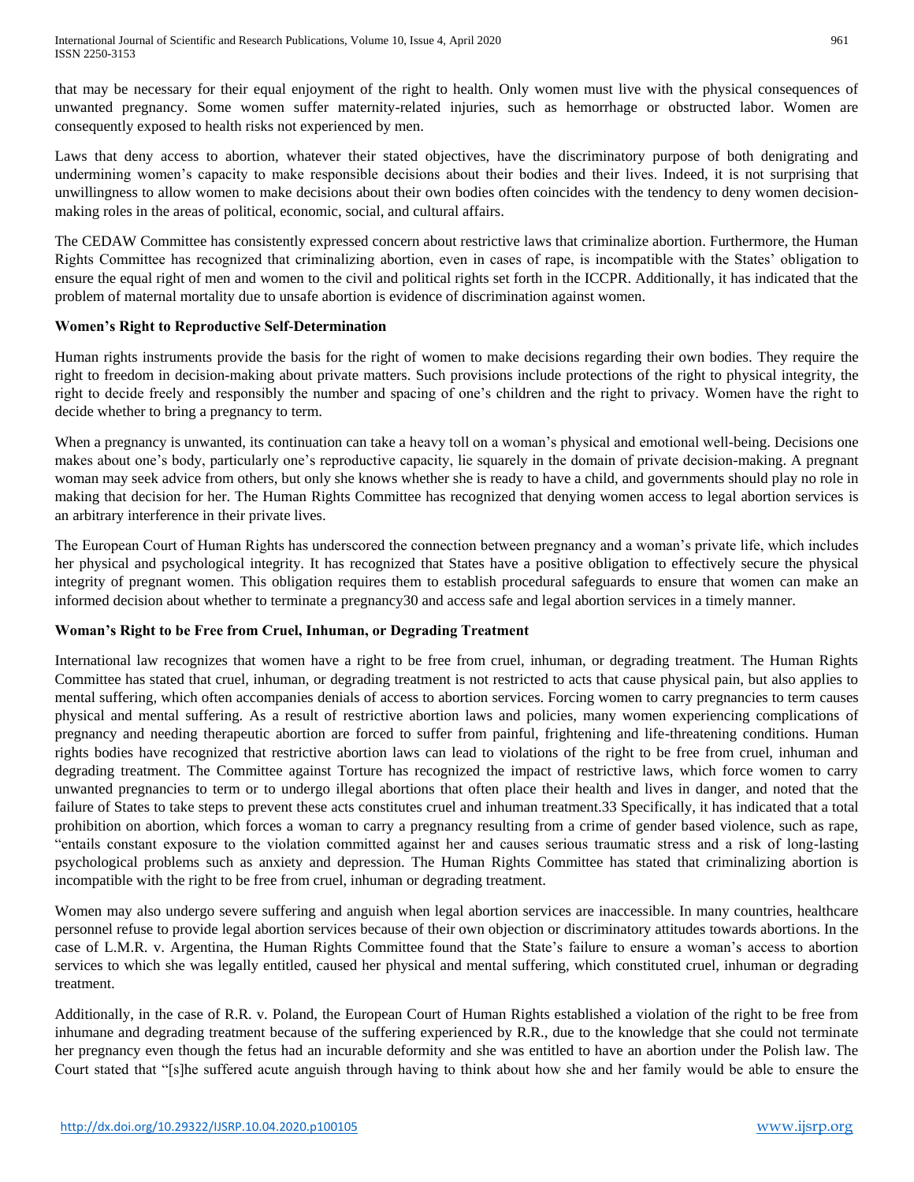that may be necessary for their equal enjoyment of the right to health. Only women must live with the physical consequences of unwanted pregnancy. Some women suffer maternity-related injuries, such as hemorrhage or obstructed labor. Women are consequently exposed to health risks not experienced by men.

Laws that deny access to abortion, whatever their stated objectives, have the discriminatory purpose of both denigrating and undermining women's capacity to make responsible decisions about their bodies and their lives. Indeed, it is not surprising that unwillingness to allow women to make decisions about their own bodies often coincides with the tendency to deny women decision-making roles in the areas of political, economic, social, and cultural affairs.

The CEDAW Committee has consistently expressed concern about restrictive laws that criminalize abortion. Furthermore, the Human Rights Committee has recognized that criminalizing abortion, even in cases of rape, is incompatible with the States' obligation to ensure the equal right of men and women to the civil and political rights set forth in the ICCPR. Additionally, it has indicated that the problem of maternal mortality due to unsafe abortion is evidence of discrimination against women.

**Women's Right to Reproductive Self-Determination**

Human rights instruments provide the basis for the right of women to make decisions regarding their own bodies. They require the right to freedom in decision-making about private matters. Such provisions include protections of the right to physical integrity, the right to decide freely and responsibly the number and spacing of one's children and the right to privacy. Women have the right to decide whether to bring a pregnancy to term.

When a pregnancy is unwanted, its continuation can take a heavy toll on a woman's physical and emotional well-being. Decisions one makes about one's body, particularly one's reproductive capacity, lie squarely in the domain of private decision-making. A pregnant woman may seek advice from others, but only she knows whether she is ready to have a child, and governments should play no role in making that decision for her. The Human Rights Committee has recognized that denying women access to legal abortion services is an arbitrary interference in their private lives.

The European Court of Human Rights has underscored the connection between pregnancy and a woman's private life, which includes her physical and psychological integrity. It has recognized that States have a positive obligation to effectively secure the physical integrity of pregnant women. This obligation requires them to establish procedural safeguards to ensure that women can make an informed decision about whether to terminate a pregnancy[30] and access safe and legal abortion services in a timely manner.

**Woman's Right to be Free from Cruel, Inhuman, or Degrading Treatment**

International law recognizes that women have a right to be free from cruel, inhuman, or degrading treatment. The Human Rights Committee has stated that cruel, inhuman, or degrading treatment is not restricted to acts that cause physical pain, but also applies to mental suffering, which often accompanies denials of access to abortion services. Forcing women to carry pregnancies to term causes physical and mental suffering. As a result of restrictive abortion laws and policies, many women experiencing complications of pregnancy and needing therapeutic abortion are forced to suffer from painful, frightening and life-threatening conditions. Human rights bodies have recognized that restrictive abortion laws can lead to violations of the right to be free from cruel, inhuman and degrading treatment. The Committee against Torture has recognized the impact of restrictive laws, which force women to carry unwanted pregnancies to term or to undergo illegal abortions that often place their health and lives in danger, and noted that the failure of States to take steps to prevent these acts constitutes cruel and inhuman treatment.[33] Specifically, it has indicated that a total prohibition on abortion, which forces a woman to carry a pregnancy resulting from a crime of gender based violence, such as rape, "entails constant exposure to the violation committed against her and causes serious traumatic stress and a risk of long-lasting psychological problems such as anxiety and depression. The Human Rights Committee has stated that criminalizing abortion is incompatible with the right to be free from cruel, inhuman or degrading treatment.

Women may also undergo severe suffering and anguish when legal abortion services are inaccessible. In many countries, healthcare personnel refuse to provide legal abortion services because of their own objection or discriminatory attitudes towards abortions. In the case of L.M.R. v. Argentina, the Human Rights Committee found that the State's failure to ensure a woman's access to abortion services to which she was legally entitled, caused her physical and mental suffering, which constituted cruel, inhuman or degrading treatment.

Additionally, in the case of R.R. v. Poland, the European Court of Human Rights established a violation of the right to be free from inhumane and degrading treatment because of the suffering experienced by R.R., due to the knowledge that she could not terminate her pregnancy even though the fetus had an incurable deformity and she was entitled to have an abortion under the Polish law. The Court stated that "[s]he suffered acute anguish through having to think about how she and her family would be able to ensure the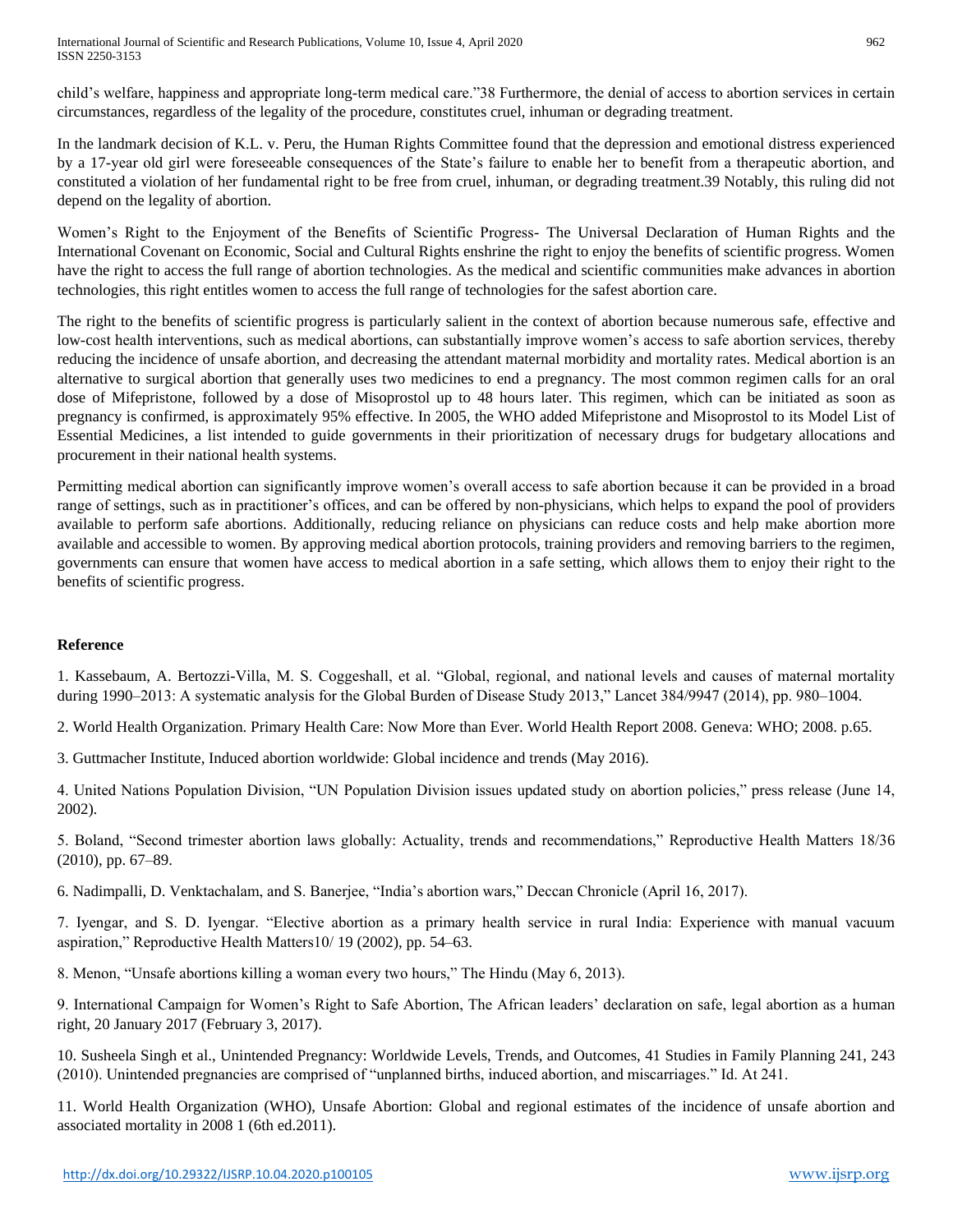child's welfare, happiness and appropriate long-term medical care."38 Furthermore, the denial of access to abortion services in certain circumstances, regardless of the legality of the procedure, constitutes cruel, inhuman or degrading treatment.

In the landmark decision of K.L. v. Peru, the Human Rights Committee found that the depression and emotional distress experienced by a 17-year old girl were foreseeable consequences of the State's failure to enable her to benefit from a therapeutic abortion, and constituted a violation of her fundamental right to be free from cruel, inhuman, or degrading treatment.39 Notably, this ruling did not depend on the legality of abortion.

Women's Right to the Enjoyment of the Benefits of Scientific Progress- The Universal Declaration of Human Rights and the International Covenant on Economic, Social and Cultural Rights enshrine the right to enjoy the benefits of scientific progress. Women have the right to access the full range of abortion technologies. As the medical and scientific communities make advances in abortion technologies, this right entitles women to access the full range of technologies for the safest abortion care.

The right to the benefits of scientific progress is particularly salient in the context of abortion because numerous safe, effective and low-cost health interventions, such as medical abortions, can substantially improve women's access to safe abortion services, thereby reducing the incidence of unsafe abortion, and decreasing the attendant maternal morbidity and mortality rates. Medical abortion is an alternative to surgical abortion that generally uses two medicines to end a pregnancy. The most common regimen calls for an oral dose of Mifepristone, followed by a dose of Misoprostol up to 48 hours later. This regimen, which can be initiated as soon as pregnancy is confirmed, is approximately 95% effective. In 2005, the WHO added Mifepristone and Misoprostol to its Model List of Essential Medicines, a list intended to guide governments in their prioritization of necessary drugs for budgetary allocations and procurement in their national health systems.

Permitting medical abortion can significantly improve women's overall access to safe abortion because it can be provided in a broad range of settings, such as in practitioner's offices, and can be offered by non-physicians, which helps to expand the pool of providers available to perform safe abortions. Additionally, reducing reliance on physicians can reduce costs and help make abortion more available and accessible to women. By approving medical abortion protocols, training providers and removing barriers to the regimen, governments can ensure that women have access to medical abortion in a safe setting, which allows them to enjoy their right to the benefits of scientific progress.

**Reference**

1. Kassebaum, A. Bertozzi-Villa, M. S. Coggeshall, et al. "Global, regional, and national levels and causes of maternal mortality during 1990–2013: A systematic analysis for the Global Burden of Disease Study 2013," Lancet 384/9947 (2014), pp. 980–1004.

2. World Health Organization. Primary Health Care: Now More than Ever. World Health Report 2008. Geneva: WHO; 2008. p.65.

3. Guttmacher Institute, Induced abortion worldwide: Global incidence and trends (May 2016).

4. United Nations Population Division, "UN Population Division issues updated study on abortion policies," press release (June 14, 2002).

5. Boland, "Second trimester abortion laws globally: Actuality, trends and recommendations," Reproductive Health Matters 18/36 (2010), pp. 67–89.

6. Nadimpalli, D. Venktachalam, and S. Banerjee, "India's abortion wars," Deccan Chronicle (April 16, 2017).

7. Iyengar, and S. D. Iyengar. "Elective abortion as a primary health service in rural India: Experience with manual vacuum aspiration," Reproductive Health Matters10/ 19 (2002), pp. 54–63.

8. Menon, "Unsafe abortions killing a woman every two hours," The Hindu (May 6, 2013).

9. International Campaign for Women's Right to Safe Abortion, The African leaders' declaration on safe, legal abortion as a human right, 20 January 2017 (February 3, 2017).

10. Susheela Singh et al., Unintended Pregnancy: Worldwide Levels, Trends, and Outcomes, 41 Studies in Family Planning 241, 243 (2010). Unintended pregnancies are comprised of "unplanned births, induced abortion, and miscarriages." Id. At 241.

11. World Health Organization (WHO), Unsafe Abortion: Global and regional estimates of the incidence of unsafe abortion and associated mortality in 2008 1 (6th ed.2011).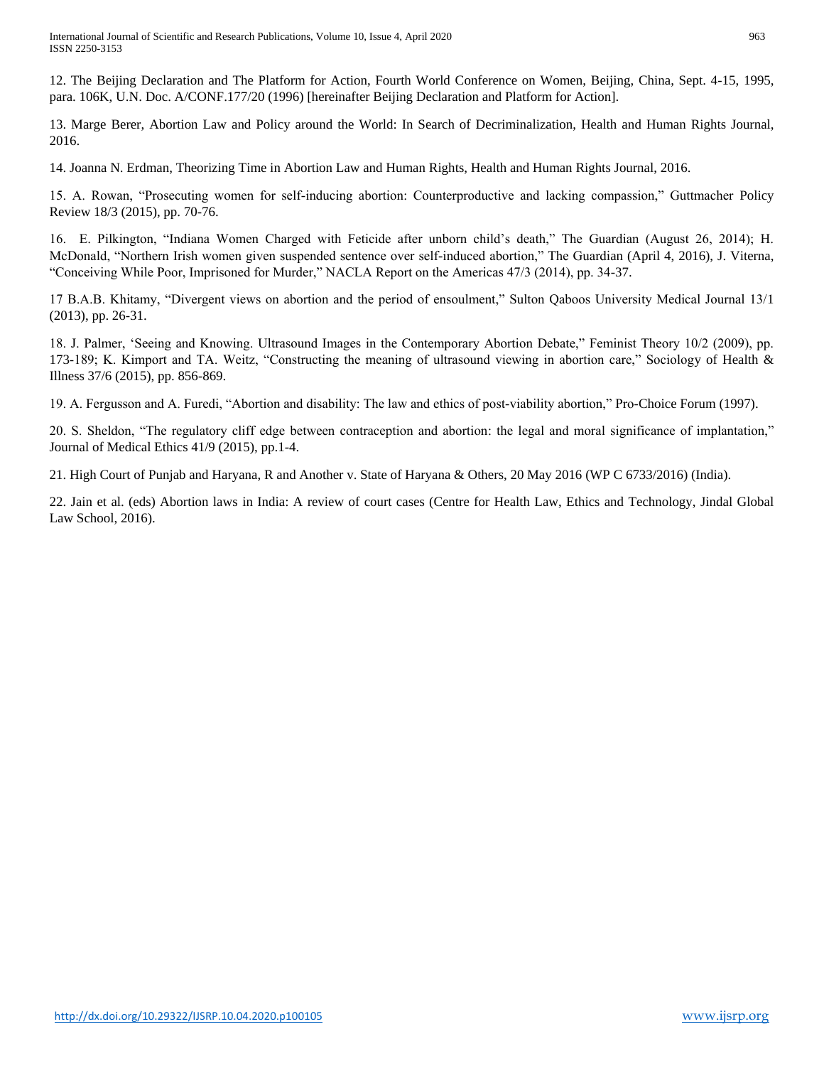12. The Beijing Declaration and The Platform for Action, Fourth World Conference on Women, Beijing, China, Sept. 4-15, 1995, para. 106K, U.N. Doc. A/CONF.177/20 (1996) [hereinafter Beijing Declaration and Platform for Action].

13. Marge Berer, Abortion Law and Policy around the World: In Search of Decriminalization, Health and Human Rights Journal, 2016.

14. Joanna N. Erdman, Theorizing Time in Abortion Law and Human Rights, Health and Human Rights Journal, 2016.

15. A. Rowan, "Prosecuting women for self-inducing abortion: Counterproductive and lacking compassion," Guttmacher Policy Review 18/3 (2015), pp. 70-76.

16. E. Pilkington, "Indiana Women Charged with Feticide after unborn child's death," The Guardian (August 26, 2014); H. McDonald, "Northern Irish women given suspended sentence over self-induced abortion," The Guardian (April 4, 2016), J. Viterna, "Conceiving While Poor, Imprisoned for Murder," NACLA Report on the Americas 47/3 (2014), pp. 34-37.

17 B.A.B. Khitamy, "Divergent views on abortion and the period of ensoulment," Sulton Qaboos University Medical Journal 13/1 (2013), pp. 26-31.

18. J. Palmer, 'Seeing and Knowing. Ultrasound Images in the Contemporary Abortion Debate," Feminist Theory 10/2 (2009), pp. 173-189; K. Kimport and TA. Weitz, "Constructing the meaning of ultrasound viewing in abortion care," Sociology of Health & Illness 37/6 (2015), pp. 856-869.

19. A. Fergusson and A. Furedi, "Abortion and disability: The law and ethics of post-viability abortion," Pro-Choice Forum (1997).

20. S. Sheldon, "The regulatory cliff edge between contraception and abortion: the legal and moral significance of implantation," Journal of Medical Ethics 41/9 (2015), pp.1-4.

21. High Court of Punjab and Haryana, R and Another v. State of Haryana & Others, 20 May 2016 (WP C 6733/2016) (India).

22. Jain et al. (eds) Abortion laws in India: A review of court cases (Centre for Health Law, Ethics and Technology, Jindal Global Law School, 2016).